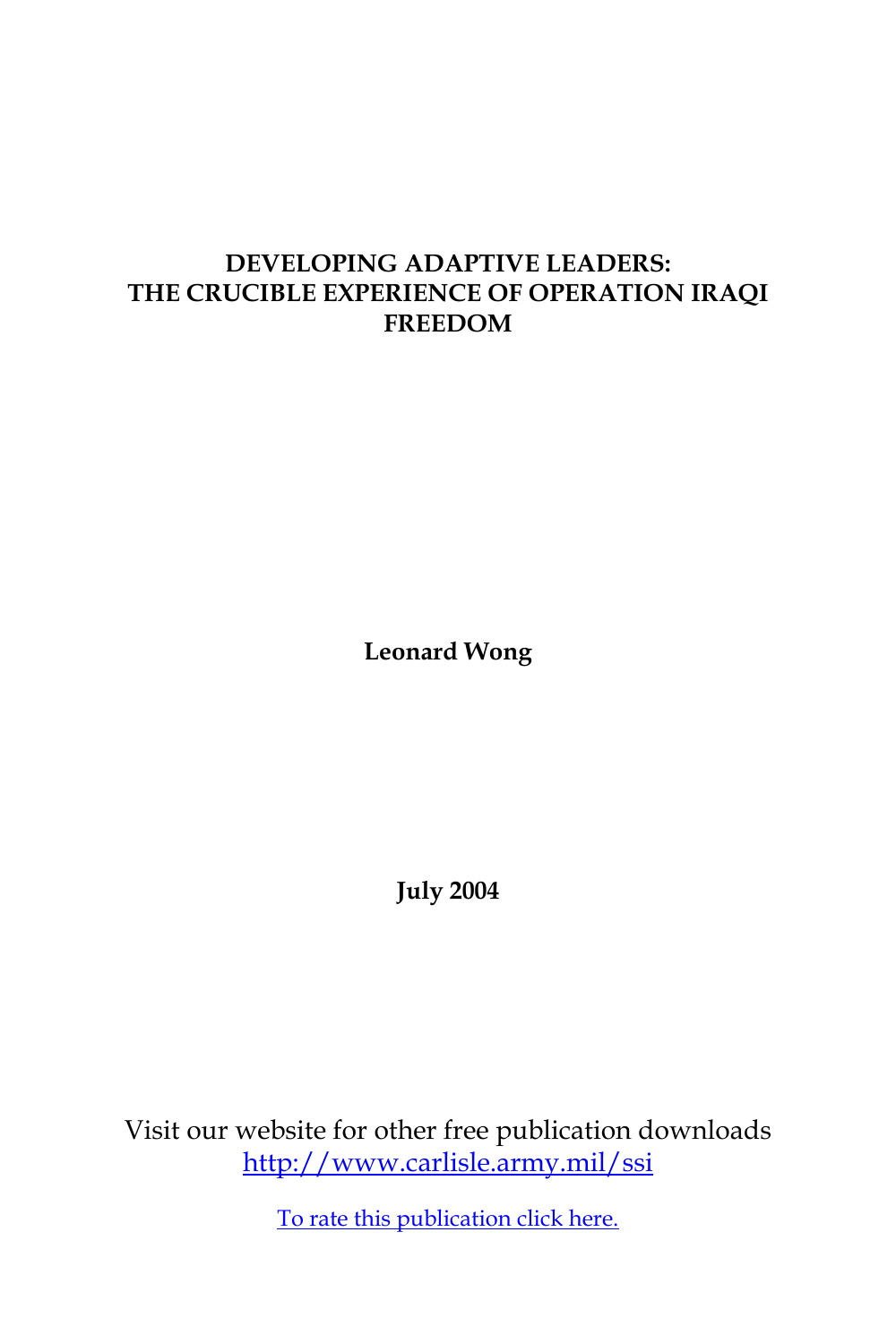# DEVELOPING ADAPTIVE LEADERS: THE CRUCIBLE EXPERIENCE OF OPERATION IRAQI FREEDOM

**Leonard Wong**

**July 2004**

Visit our website for other free publication downloads
[http://www.carlisle.army.mil/ssi](http://www.carlisle.army.mil/ssi)

To rate this publication click here.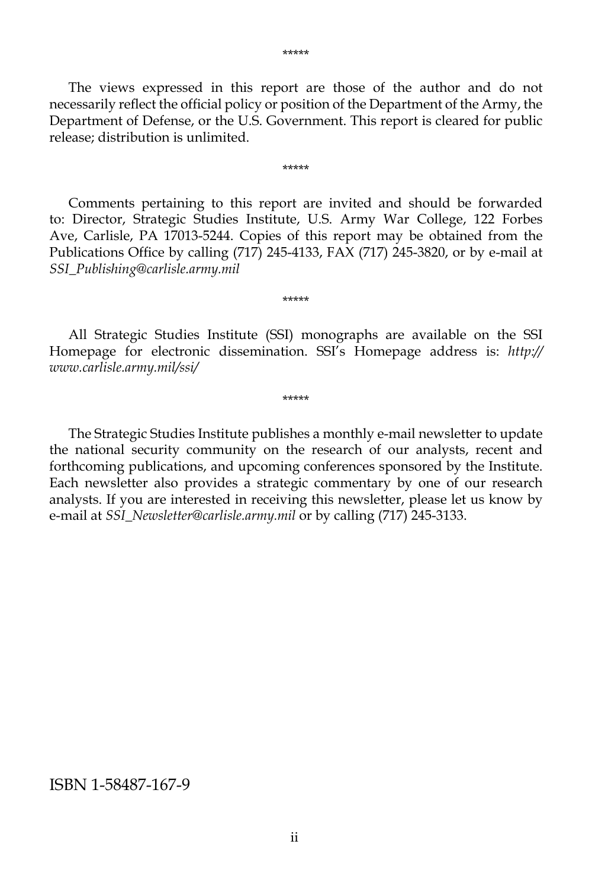*****

The views expressed in this report are those of the author and do not necessarily reflect the official policy or position of the Department of the Army, the Department of Defense, or the U.S. Government. This report is cleared for public release; distribution is unlimited.

*****

Comments pertaining to this report are invited and should be forwarded to: Director, Strategic Studies Institute, U.S. Army War College, 122 Forbes Ave, Carlisle, PA 17013-5244. Copies of this report may be obtained from the Publications Office by calling (717) 245-4133, FAX (717) 245-3820, or by e-mail at *SSI_Publishing@carlisle.army.mil*

*****

All Strategic Studies Institute (SSI) monographs are available on the SSI Homepage for electronic dissemination. SSI's Homepage address is: *http://www.carlisle.army.mil/ssi/*

*****

The Strategic Studies Institute publishes a monthly e-mail newsletter to update the national security community on the research of our analysts, recent and forthcoming publications, and upcoming conferences sponsored by the Institute. Each newsletter also provides a strategic commentary by one of our research analysts. If you are interested in receiving this newsletter, please let us know by e-mail at *SSI_Newsletter@carlisle.army.mil* or by calling (717) 245-3133.

ISBN 1-58487-167-9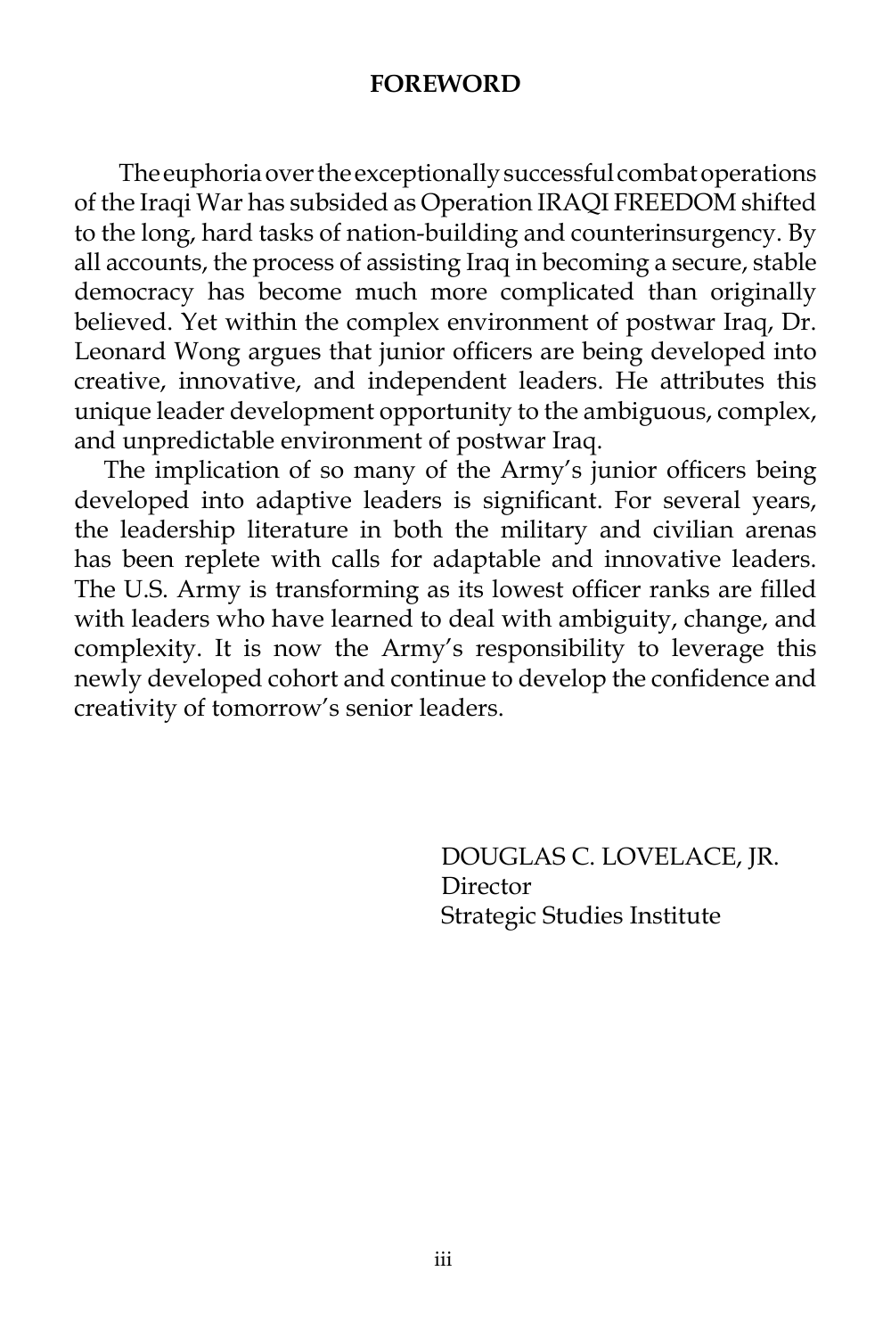## FOREWORD

The euphoria over the exceptionally successful combat operations of the Iraqi War has subsided as Operation IRAQI FREEDOM shifted to the long, hard tasks of nation-building and counterinsurgency. By all accounts, the process of assisting Iraq in becoming a secure, stable democracy has become much more complicated than originally believed. Yet within the complex environment of postwar Iraq, Dr. Leonard Wong argues that junior officers are being developed into creative, innovative, and independent leaders. He attributes this unique leader development opportunity to the ambiguous, complex, and unpredictable environment of postwar Iraq.

The implication of so many of the Army's junior officers being developed into adaptive leaders is significant. For several years, the leadership literature in both the military and civilian arenas has been replete with calls for adaptable and innovative leaders. The U.S. Army is transforming as its lowest officer ranks are filled with leaders who have learned to deal with ambiguity, change, and complexity. It is now the Army's responsibility to leverage this newly developed cohort and continue to develop the confidence and creativity of tomorrow's senior leaders.

DOUGLAS C. LOVELACE, JR.
Director
Strategic Studies Institute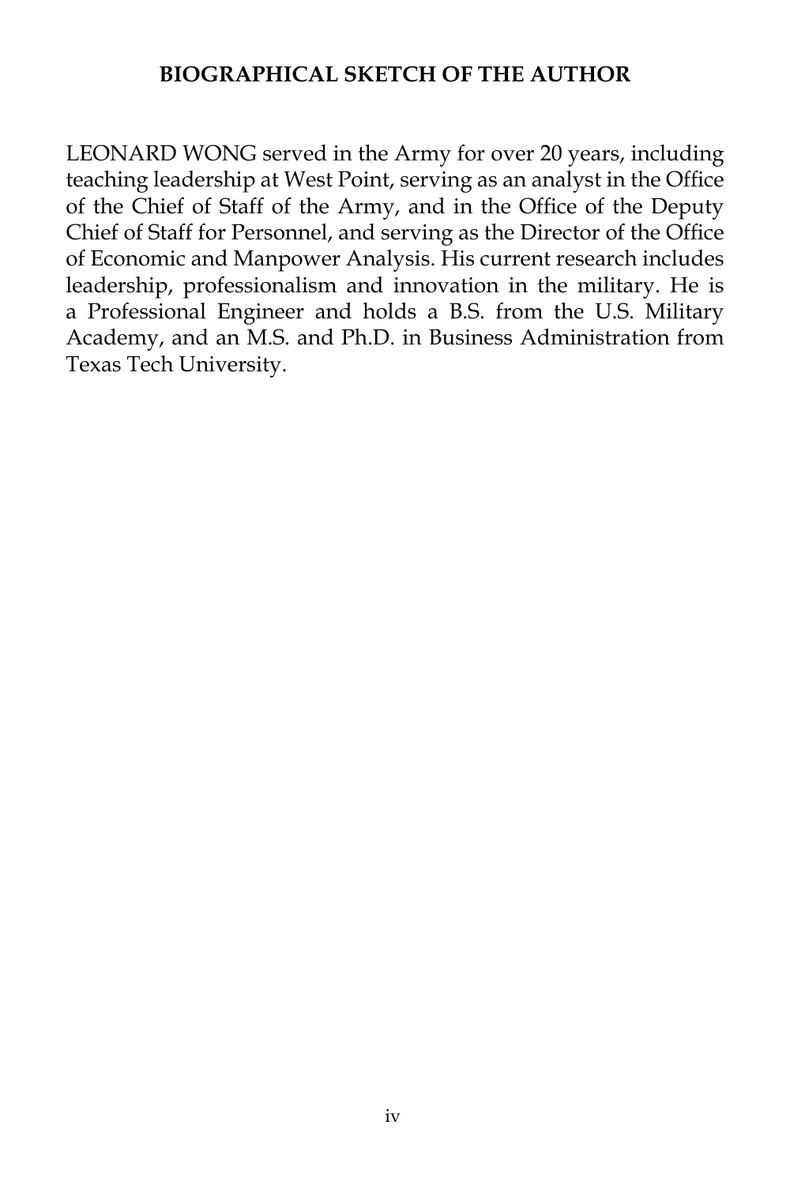## BIOGRAPHICAL SKETCH OF THE AUTHOR

LEONARD WONG served in the Army for over 20 years, including teaching leadership at West Point, serving as an analyst in the Office of the Chief of Staff of the Army, and in the Office of the Deputy Chief of Staff for Personnel, and serving as the Director of the Office of Economic and Manpower Analysis. His current research includes leadership, professionalism and innovation in the military. He is a Professional Engineer and holds a B.S. from the U.S. Military Academy, and an M.S. and Ph.D. in Business Administration from Texas Tech University.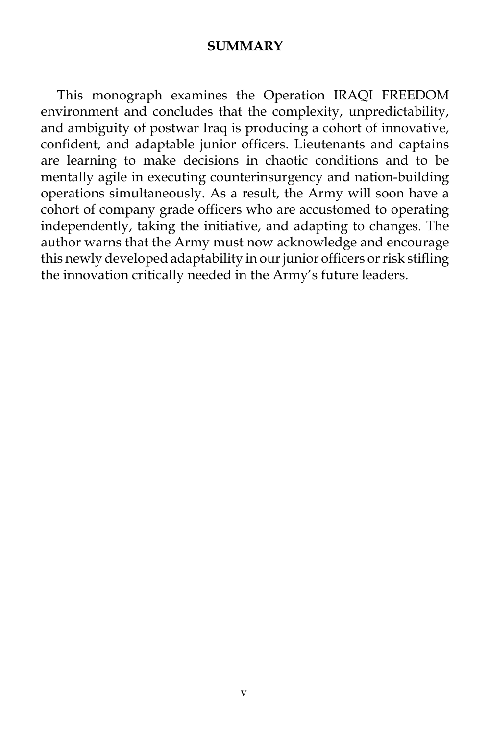## SUMMARY

This monograph examines the Operation IRAQI FREEDOM environment and concludes that the complexity, unpredictability, and ambiguity of postwar Iraq is producing a cohort of innovative, confident, and adaptable junior officers. Lieutenants and captains are learning to make decisions in chaotic conditions and to be mentally agile in executing counterinsurgency and nation-building operations simultaneously. As a result, the Army will soon have a cohort of company grade officers who are accustomed to operating independently, taking the initiative, and adapting to changes. The author warns that the Army must now acknowledge and encourage this newly developed adaptability in our junior officers or risk stifling the innovation critically needed in the Army's future leaders.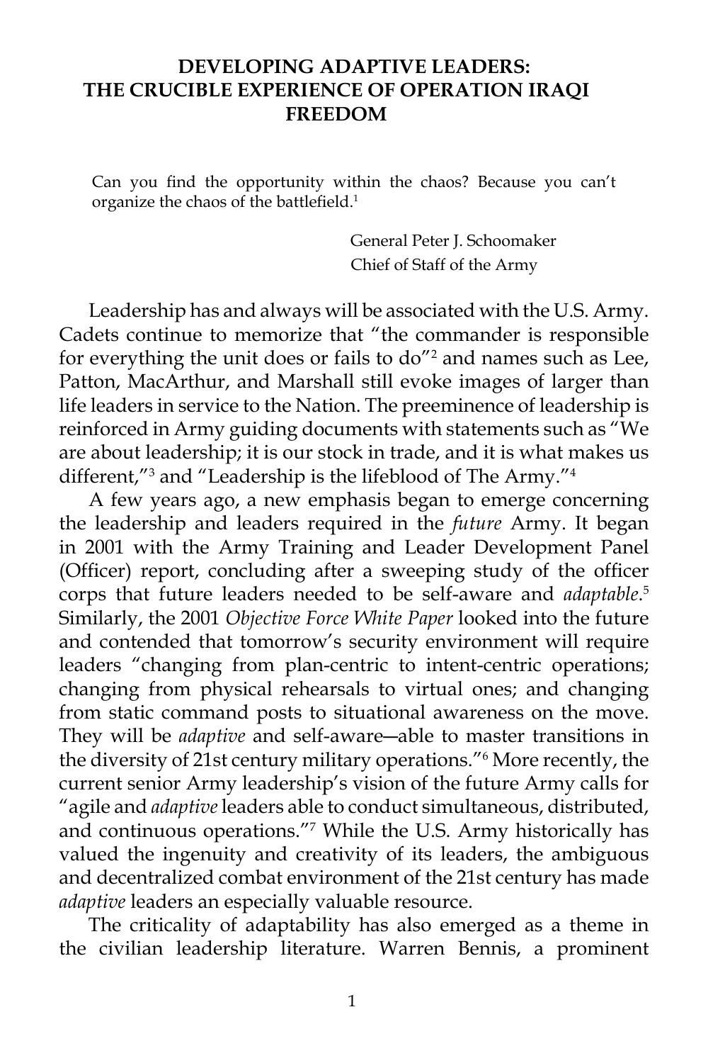# DEVELOPING ADAPTIVE LEADERS: THE CRUCIBLE EXPERIENCE OF OPERATION IRAQI FREEDOM

> Can you find the opportunity within the chaos? Because you can't organize the chaos of the battlefield.[1]
>
> General Peter J. Schoomaker
> Chief of Staff of the Army

Leadership has and always will be associated with the U.S. Army. Cadets continue to memorize that "the commander is responsible for everything the unit does or fails to do"[2] and names such as Lee, Patton, MacArthur, and Marshall still evoke images of larger than life leaders in service to the Nation. The preeminence of leadership is reinforced in Army guiding documents with statements such as "We are about leadership; it is our stock in trade, and it is what makes us different,"[3] and "Leadership is the lifeblood of The Army."[4]

A few years ago, a new emphasis began to emerge concerning the leadership and leaders required in the *future* Army. It began in 2001 with the Army Training and Leader Development Panel (Officer) report, concluding after a sweeping study of the officer corps that future leaders needed to be self-aware and *adaptable*.[5] Similarly, the 2001 *Objective Force White Paper* looked into the future and contended that tomorrow's security environment will require leaders "changing from plan-centric to intent-centric operations; changing from physical rehearsals to virtual ones; and changing from static command posts to situational awareness on the move. They will be *adaptive* and self-aware—able to master transitions in the diversity of 21st century military operations."[6] More recently, the current senior Army leadership's vision of the future Army calls for "agile and *adaptive* leaders able to conduct simultaneous, distributed, and continuous operations."[7] While the U.S. Army historically has valued the ingenuity and creativity of its leaders, the ambiguous and decentralized combat environment of the 21st century has made *adaptive* leaders an especially valuable resource.

The criticality of adaptability has also emerged as a theme in the civilian leadership literature. Warren Bennis, a prominent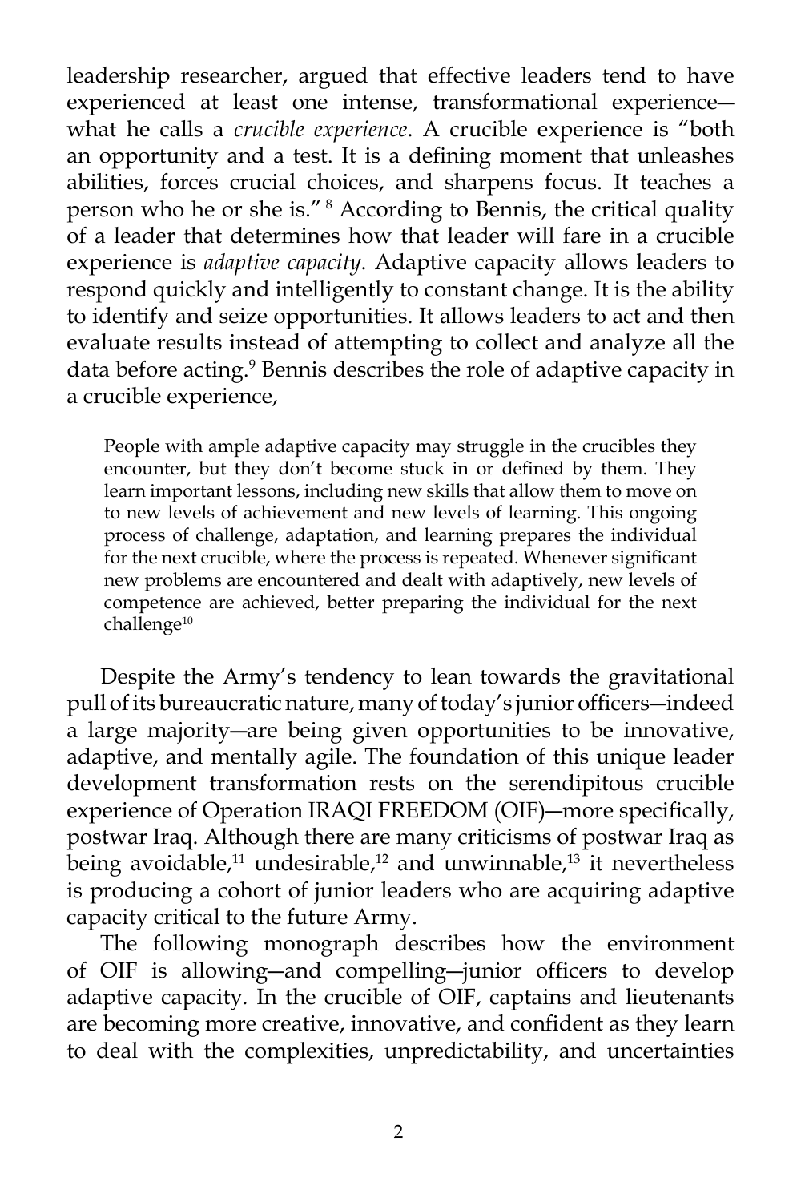leadership researcher, argued that effective leaders tend to have experienced at least one intense, transformational experience—what he calls a *crucible experience*. A crucible experience is "both an opportunity and a test. It is a defining moment that unleashes abilities, forces crucial choices, and sharpens focus. It teaches a person who he or she is." [8] According to Bennis, the critical quality of a leader that determines how that leader will fare in a crucible experience is *adaptive capacity*. Adaptive capacity allows leaders to respond quickly and intelligently to constant change. It is the ability to identify and seize opportunities. It allows leaders to act and then evaluate results instead of attempting to collect and analyze all the data before acting.[9] Bennis describes the role of adaptive capacity in a crucible experience,

> People with ample adaptive capacity may struggle in the crucibles they encounter, but they don't become stuck in or defined by them. They learn important lessons, including new skills that allow them to move on to new levels of achievement and new levels of learning. This ongoing process of challenge, adaptation, and learning prepares the individual for the next crucible, where the process is repeated. Whenever significant new problems are encountered and dealt with adaptively, new levels of competence are achieved, better preparing the individual for the next challenge[10]

Despite the Army's tendency to lean towards the gravitational pull of its bureaucratic nature, many of today's junior officers—indeed a large majority—are being given opportunities to be innovative, adaptive, and mentally agile. The foundation of this unique leader development transformation rests on the serendipitous crucible experience of Operation IRAQI FREEDOM (OIF)—more specifically, postwar Iraq. Although there are many criticisms of postwar Iraq as being avoidable,[11] undesirable,[12] and unwinnable,[13] it nevertheless is producing a cohort of junior leaders who are acquiring adaptive capacity critical to the future Army.

The following monograph describes how the environment of OIF is allowing—and compelling—junior officers to develop adaptive capacity. In the crucible of OIF, captains and lieutenants are becoming more creative, innovative, and confident as they learn to deal with the complexities, unpredictability, and uncertainties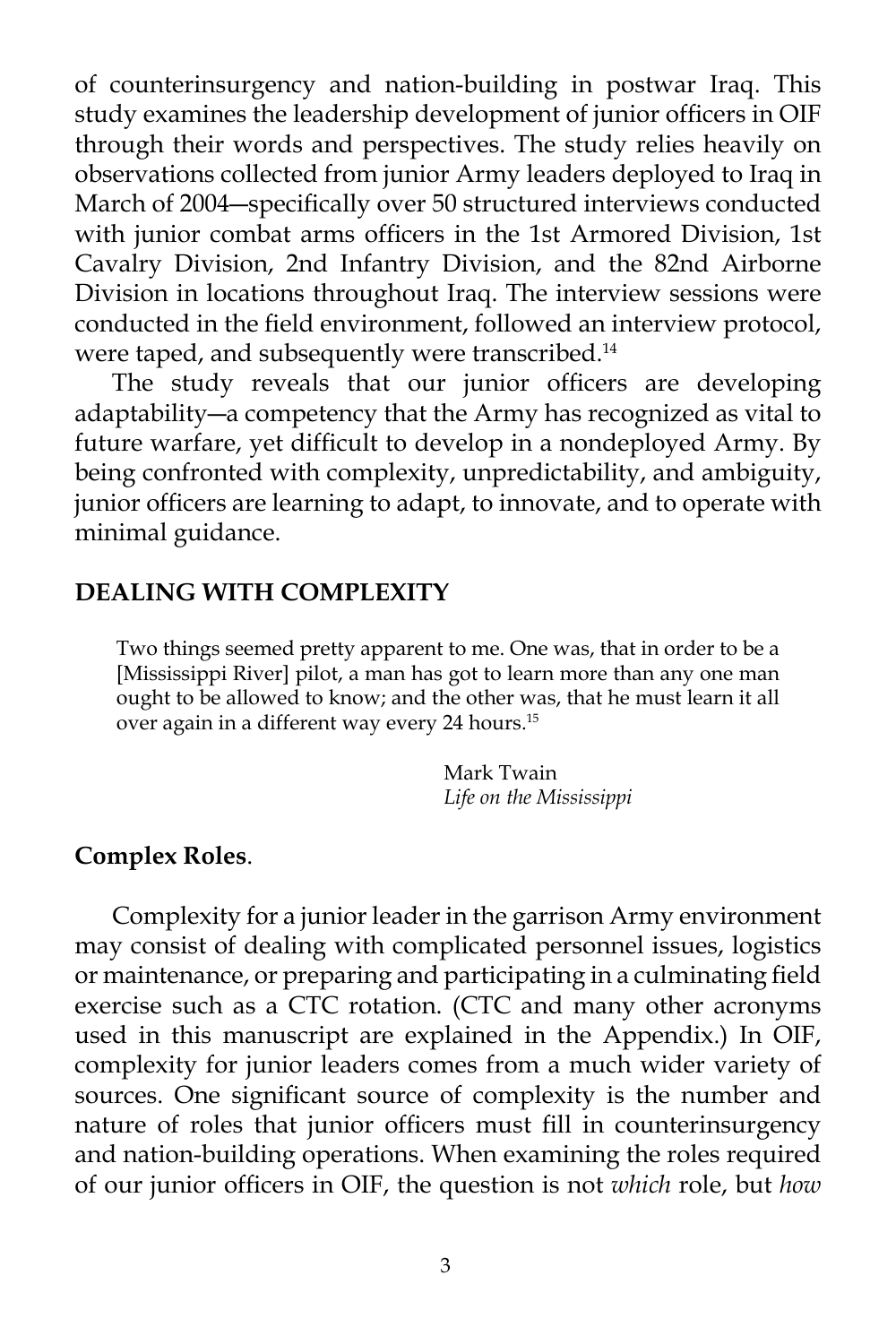of counterinsurgency and nation-building in postwar Iraq. This study examines the leadership development of junior officers in OIF through their words and perspectives. The study relies heavily on observations collected from junior Army leaders deployed to Iraq in March of 2004—specifically over 50 structured interviews conducted with junior combat arms officers in the 1st Armored Division, 1st Cavalry Division, 2nd Infantry Division, and the 82nd Airborne Division in locations throughout Iraq. The interview sessions were conducted in the field environment, followed an interview protocol, were taped, and subsequently were transcribed.[14]

The study reveals that our junior officers are developing adaptability—a competency that the Army has recognized as vital to future warfare, yet difficult to develop in a nondeployed Army. By being confronted with complexity, unpredictability, and ambiguity, junior officers are learning to adapt, to innovate, and to operate with minimal guidance.

## DEALING WITH COMPLEXITY

> Two things seemed pretty apparent to me. One was, that in order to be a [Mississippi River] pilot, a man has got to learn more than any one man ought to be allowed to know; and the other was, that he must learn it all over again in a different way every 24 hours.[15]
>
> Mark Twain
> *Life on the Mississippi*

### Complex Roles.

Complexity for a junior leader in the garrison Army environment may consist of dealing with complicated personnel issues, logistics or maintenance, or preparing and participating in a culminating field exercise such as a CTC rotation. (CTC and many other acronyms used in this manuscript are explained in the Appendix.) In OIF, complexity for junior leaders comes from a much wider variety of sources. One significant source of complexity is the number and nature of roles that junior officers must fill in counterinsurgency and nation-building operations. When examining the roles required of our junior officers in OIF, the question is not *which* role, but *how*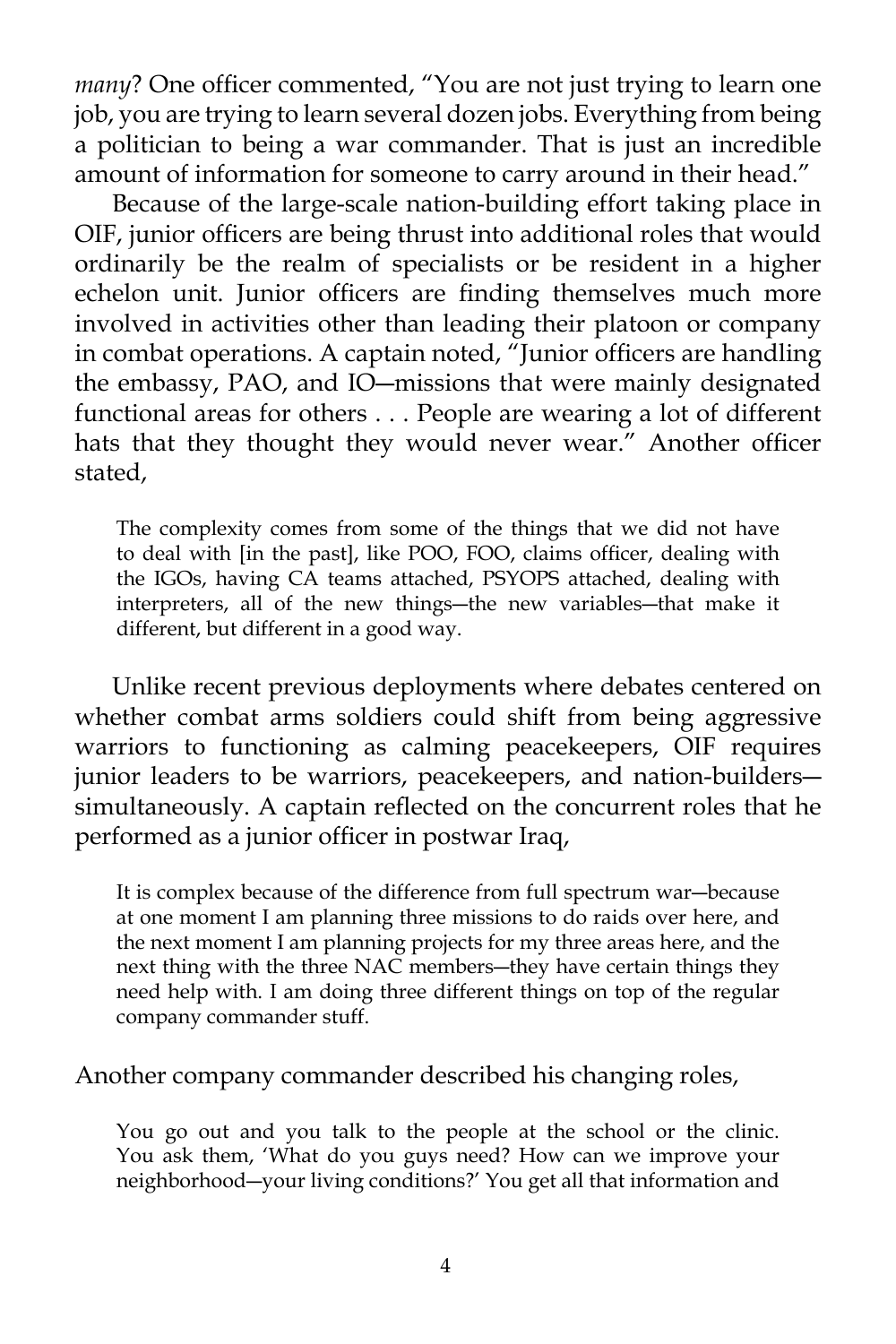*many*? One officer commented, "You are not just trying to learn one job, you are trying to learn several dozen jobs. Everything from being a politician to being a war commander. That is just an incredible amount of information for someone to carry around in their head."

Because of the large-scale nation-building effort taking place in OIF, junior officers are being thrust into additional roles that would ordinarily be the realm of specialists or be resident in a higher echelon unit. Junior officers are finding themselves much more involved in activities other than leading their platoon or company in combat operations. A captain noted, "Junior officers are handling the embassy, PAO, and IO—missions that were mainly designated functional areas for others . . . People are wearing a lot of different hats that they thought they would never wear." Another officer stated,

> The complexity comes from some of the things that we did not have to deal with [in the past], like POO, FOO, claims officer, dealing with the IGOs, having CA teams attached, PSYOPS attached, dealing with interpreters, all of the new things—the new variables—that make it different, but different in a good way.

Unlike recent previous deployments where debates centered on whether combat arms soldiers could shift from being aggressive warriors to functioning as calming peacekeepers, OIF requires junior leaders to be warriors, peacekeepers, and nation-builders—simultaneously. A captain reflected on the concurrent roles that he performed as a junior officer in postwar Iraq,

> It is complex because of the difference from full spectrum war—because at one moment I am planning three missions to do raids over here, and the next moment I am planning projects for my three areas here, and the next thing with the three NAC members—they have certain things they need help with. I am doing three different things on top of the regular company commander stuff.

Another company commander described his changing roles,

> You go out and you talk to the people at the school or the clinic. You ask them, 'What do you guys need? How can we improve your neighborhood—your living conditions?' You get all that information and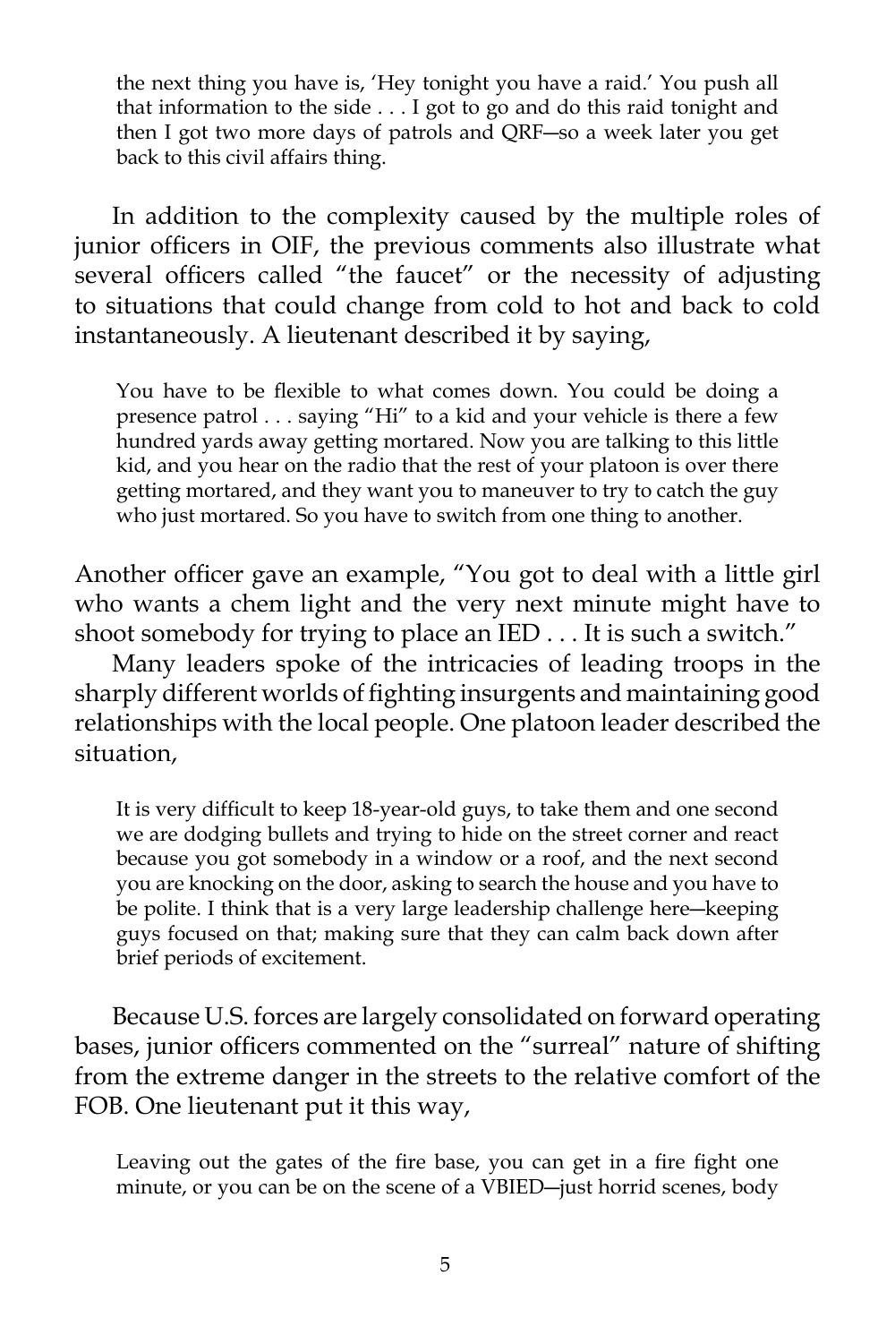> the next thing you have is, 'Hey tonight you have a raid.' You push all that information to the side . . . I got to go and do this raid tonight and then I got two more days of patrols and QRF—so a week later you get back to this civil affairs thing.

In addition to the complexity caused by the multiple roles of junior officers in OIF, the previous comments also illustrate what several officers called "the faucet" or the necessity of adjusting to situations that could change from cold to hot and back to cold instantaneously. A lieutenant described it by saying,

> You have to be flexible to what comes down. You could be doing a presence patrol . . . saying "Hi" to a kid and your vehicle is there a few hundred yards away getting mortared. Now you are talking to this little kid, and you hear on the radio that the rest of your platoon is over there getting mortared, and they want you to maneuver to try to catch the guy who just mortared. So you have to switch from one thing to another.

Another officer gave an example, "You got to deal with a little girl who wants a chem light and the very next minute might have to shoot somebody for trying to place an IED . . . It is such a switch."

Many leaders spoke of the intricacies of leading troops in the sharply different worlds of fighting insurgents and maintaining good relationships with the local people. One platoon leader described the situation,

> It is very difficult to keep 18-year-old guys, to take them and one second we are dodging bullets and trying to hide on the street corner and react because you got somebody in a window or a roof, and the next second you are knocking on the door, asking to search the house and you have to be polite. I think that is a very large leadership challenge here—keeping guys focused on that; making sure that they can calm back down after brief periods of excitement.

Because U.S. forces are largely consolidated on forward operating bases, junior officers commented on the "surreal" nature of shifting from the extreme danger in the streets to the relative comfort of the FOB. One lieutenant put it this way,

> Leaving out the gates of the fire base, you can get in a fire fight one minute, or you can be on the scene of a VBIED—just horrid scenes, body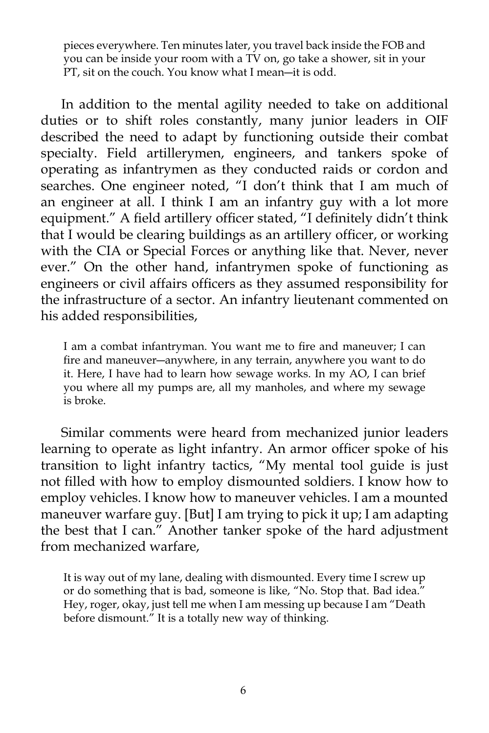> pieces everywhere. Ten minutes later, you travel back inside the FOB and you can be inside your room with a TV on, go take a shower, sit in your PT, sit on the couch. You know what I mean—it is odd.

In addition to the mental agility needed to take on additional duties or to shift roles constantly, many junior leaders in OIF described the need to adapt by functioning outside their combat specialty. Field artillerymen, engineers, and tankers spoke of operating as infantrymen as they conducted raids or cordon and searches. One engineer noted, "I don't think that I am much of an engineer at all. I think I am an infantry guy with a lot more equipment." A field artillery officer stated, "I definitely didn't think that I would be clearing buildings as an artillery officer, or working with the CIA or Special Forces or anything like that. Never, never ever." On the other hand, infantrymen spoke of functioning as engineers or civil affairs officers as they assumed responsibility for the infrastructure of a sector. An infantry lieutenant commented on his added responsibilities,

> I am a combat infantryman. You want me to fire and maneuver; I can fire and maneuver—anywhere, in any terrain, anywhere you want to do it. Here, I have had to learn how sewage works. In my AO, I can brief you where all my pumps are, all my manholes, and where my sewage is broke.

Similar comments were heard from mechanized junior leaders learning to operate as light infantry. An armor officer spoke of his transition to light infantry tactics, "My mental tool guide is just not filled with how to employ dismounted soldiers. I know how to employ vehicles. I know how to maneuver vehicles. I am a mounted maneuver warfare guy. [But] I am trying to pick it up; I am adapting the best that I can." Another tanker spoke of the hard adjustment from mechanized warfare,

> It is way out of my lane, dealing with dismounted. Every time I screw up or do something that is bad, someone is like, "No. Stop that. Bad idea." Hey, roger, okay, just tell me when I am messing up because I am "Death before dismount." It is a totally new way of thinking.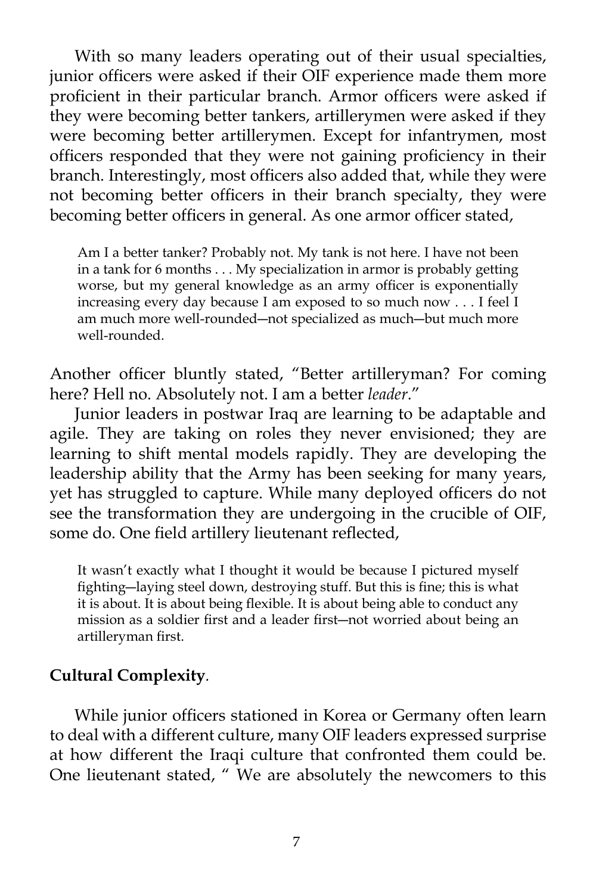With so many leaders operating out of their usual specialties, junior officers were asked if their OIF experience made them more proficient in their particular branch. Armor officers were asked if they were becoming better tankers, artillerymen were asked if they were becoming better artillerymen. Except for infantrymen, most officers responded that they were not gaining proficiency in their branch. Interestingly, most officers also added that, while they were not becoming better officers in their branch specialty, they were becoming better officers in general. As one armor officer stated,

> Am I a better tanker? Probably not. My tank is not here. I have not been in a tank for 6 months . . . My specialization in armor is probably getting worse, but my general knowledge as an army officer is exponentially increasing every day because I am exposed to so much now . . . I feel I am much more well-rounded—not specialized as much—but much more well-rounded.

Another officer bluntly stated, "Better artilleryman? For coming here? Hell no. Absolutely not. I am a better *leader*."

Junior leaders in postwar Iraq are learning to be adaptable and agile. They are taking on roles they never envisioned; they are learning to shift mental models rapidly. They are developing the leadership ability that the Army has been seeking for many years, yet has struggled to capture. While many deployed officers do not see the transformation they are undergoing in the crucible of OIF, some do. One field artillery lieutenant reflected,

> It wasn't exactly what I thought it would be because I pictured myself fighting—laying steel down, destroying stuff. But this is fine; this is what it is about. It is about being flexible. It is about being able to conduct any mission as a soldier first and a leader first—not worried about being an artilleryman first.

**Cultural Complexity**.

While junior officers stationed in Korea or Germany often learn to deal with a different culture, many OIF leaders expressed surprise at how different the Iraqi culture that confronted them could be. One lieutenant stated, " We are absolutely the newcomers to this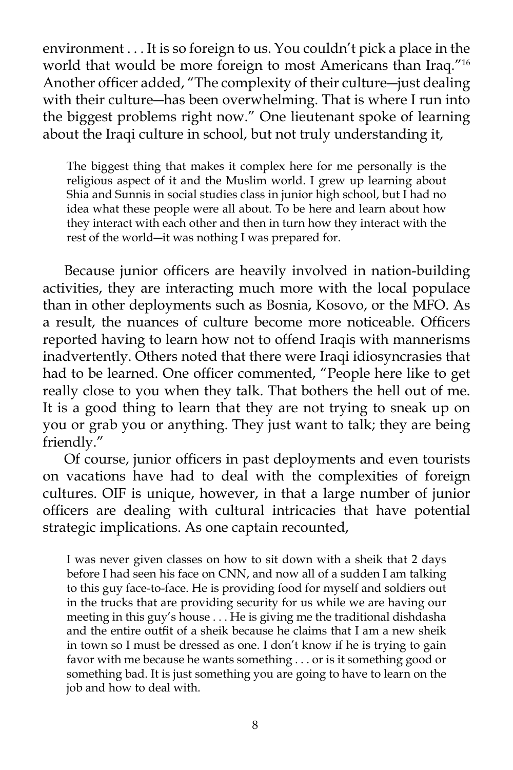environment . . . It is so foreign to us. You couldn't pick a place in the world that would be more foreign to most Americans than Iraq."[16] Another officer added, "The complexity of their culture—just dealing with their culture—has been overwhelming. That is where I run into the biggest problems right now." One lieutenant spoke of learning about the Iraqi culture in school, but not truly understanding it,

> The biggest thing that makes it complex here for me personally is the religious aspect of it and the Muslim world. I grew up learning about Shia and Sunnis in social studies class in junior high school, but I had no idea what these people were all about. To be here and learn about how they interact with each other and then in turn how they interact with the rest of the world—it was nothing I was prepared for.

Because junior officers are heavily involved in nation-building activities, they are interacting much more with the local populace than in other deployments such as Bosnia, Kosovo, or the MFO. As a result, the nuances of culture become more noticeable. Officers reported having to learn how not to offend Iraqis with mannerisms inadvertently. Others noted that there were Iraqi idiosyncrasies that had to be learned. One officer commented, "People here like to get really close to you when they talk. That bothers the hell out of me. It is a good thing to learn that they are not trying to sneak up on you or grab you or anything. They just want to talk; they are being friendly."

Of course, junior officers in past deployments and even tourists on vacations have had to deal with the complexities of foreign cultures. OIF is unique, however, in that a large number of junior officers are dealing with cultural intricacies that have potential strategic implications. As one captain recounted,

> I was never given classes on how to sit down with a sheik that 2 days before I had seen his face on CNN, and now all of a sudden I am talking to this guy face-to-face. He is providing food for myself and soldiers out in the trucks that are providing security for us while we are having our meeting in this guy's house . . . He is giving me the traditional dishdasha and the entire outfit of a sheik because he claims that I am a new sheik in town so I must be dressed as one. I don't know if he is trying to gain favor with me because he wants something . . . or is it something good or something bad. It is just something you are going to have to learn on the job and how to deal with.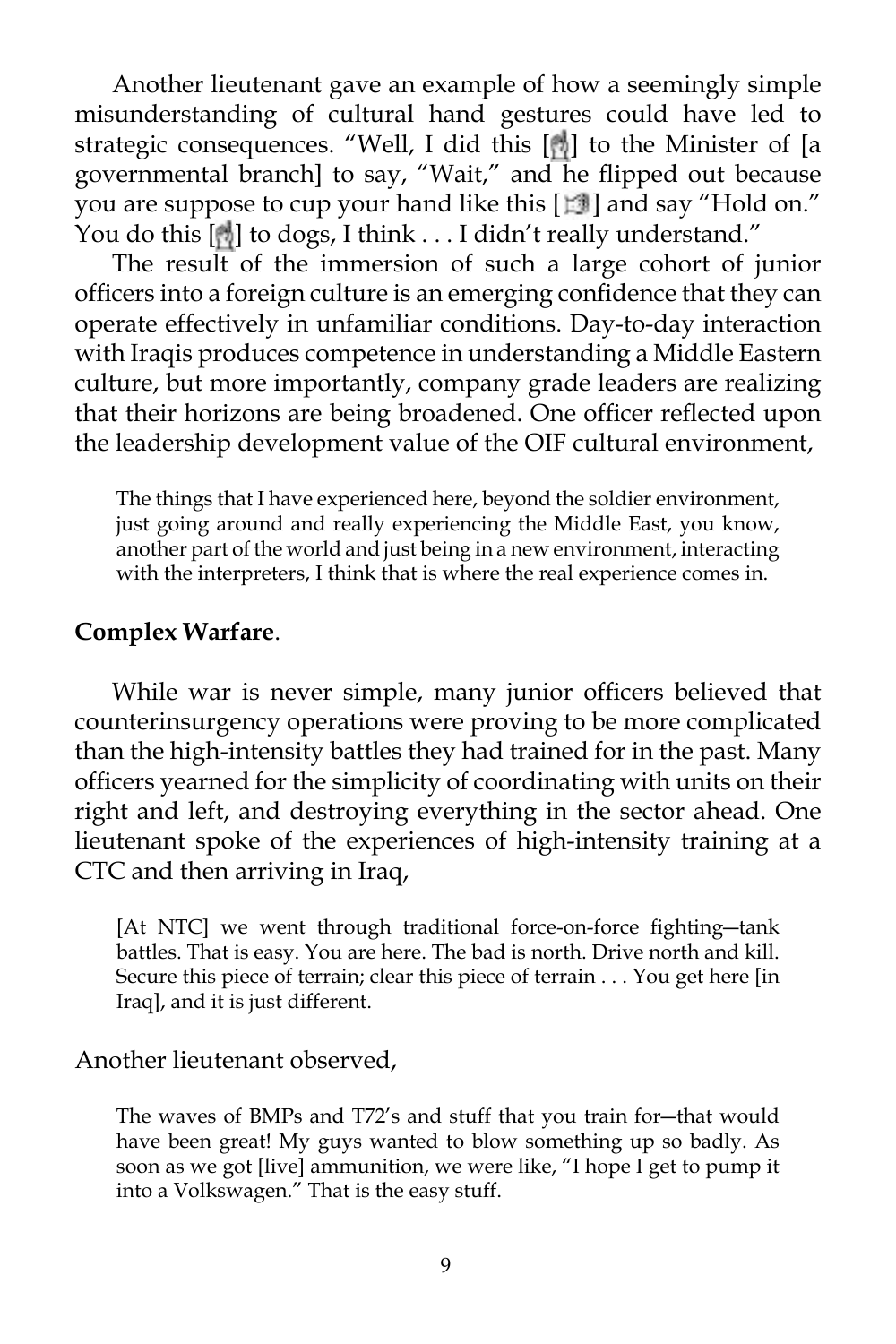Another lieutenant gave an example of how a seemingly simple misunderstanding of cultural hand gestures could have led to strategic consequences. "Well, I did this [ ] to the Minister of [a governmental branch] to say, "Wait," and he flipped out because you are suppose to cup your hand like this [ ] and say "Hold on." You do this [ ] to dogs, I think . . . I didn't really understand."

The result of the immersion of such a large cohort of junior officers into a foreign culture is an emerging confidence that they can operate effectively in unfamiliar conditions. Day-to-day interaction with Iraqis produces competence in understanding a Middle Eastern culture, but more importantly, company grade leaders are realizing that their horizons are being broadened. One officer reflected upon the leadership development value of the OIF cultural environment,

> The things that I have experienced here, beyond the soldier environment, just going around and really experiencing the Middle East, you know, another part of the world and just being in a new environment, interacting with the interpreters, I think that is where the real experience comes in.

**Complex Warfare**.

While war is never simple, many junior officers believed that counterinsurgency operations were proving to be more complicated than the high-intensity battles they had trained for in the past. Many officers yearned for the simplicity of coordinating with units on their right and left, and destroying everything in the sector ahead. One lieutenant spoke of the experiences of high-intensity training at a CTC and then arriving in Iraq,

> [At NTC] we went through traditional force-on-force fighting—tank battles. That is easy. You are here. The bad is north. Drive north and kill. Secure this piece of terrain; clear this piece of terrain . . . You get here [in Iraq], and it is just different.

Another lieutenant observed,

> The waves of BMPs and T72's and stuff that you train for—that would have been great! My guys wanted to blow something up so badly. As soon as we got [live] ammunition, we were like, "I hope I get to pump it into a Volkswagen." That is the easy stuff.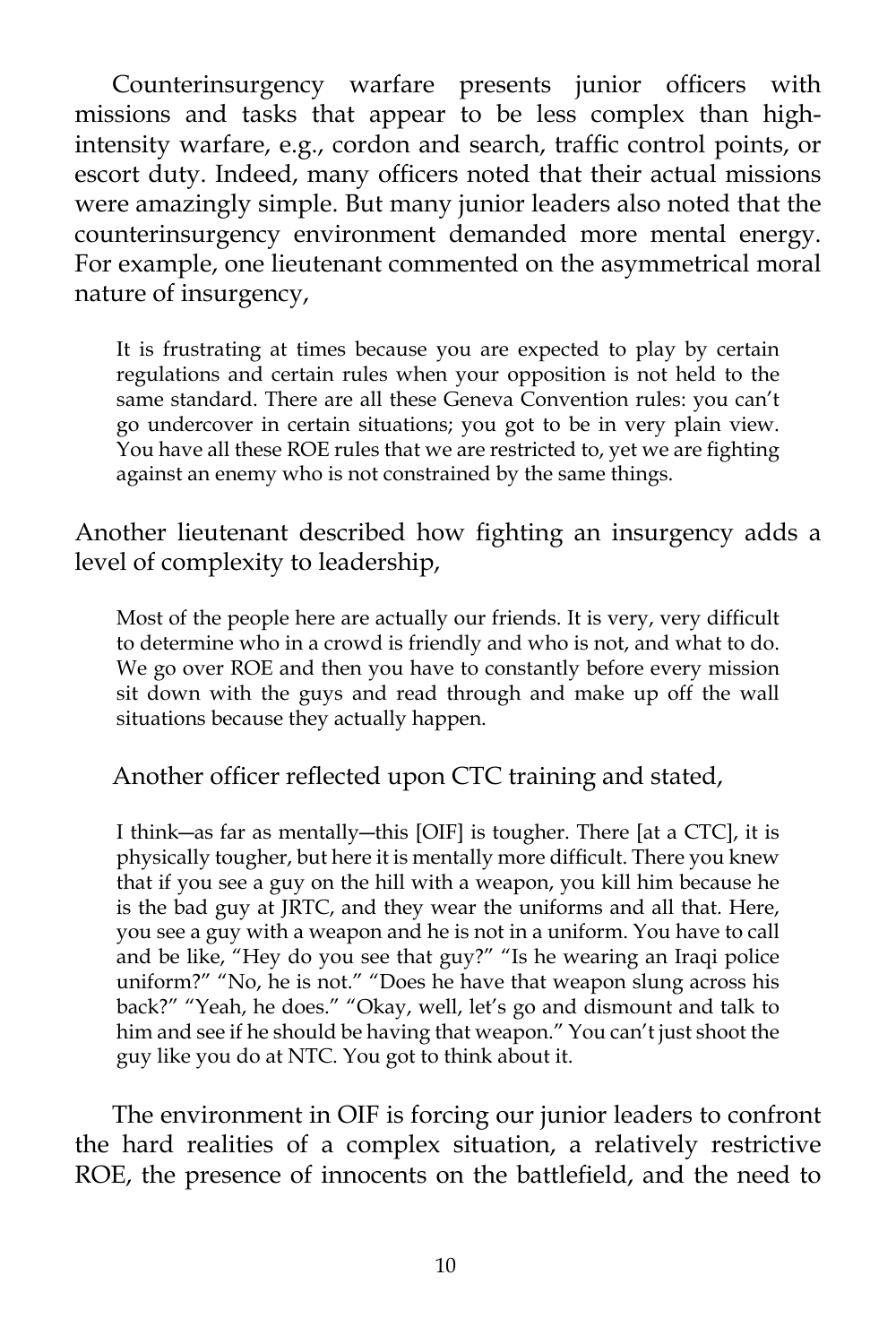Counterinsurgency warfare presents junior officers with missions and tasks that appear to be less complex than high-intensity warfare, e.g., cordon and search, traffic control points, or escort duty. Indeed, many officers noted that their actual missions were amazingly simple. But many junior leaders also noted that the counterinsurgency environment demanded more mental energy. For example, one lieutenant commented on the asymmetrical moral nature of insurgency,

> It is frustrating at times because you are expected to play by certain regulations and certain rules when your opposition is not held to the same standard. There are all these Geneva Convention rules: you can't go undercover in certain situations; you got to be in very plain view. You have all these ROE rules that we are restricted to, yet we are fighting against an enemy who is not constrained by the same things.

Another lieutenant described how fighting an insurgency adds a level of complexity to leadership,

> Most of the people here are actually our friends. It is very, very difficult to determine who in a crowd is friendly and who is not, and what to do. We go over ROE and then you have to constantly before every mission sit down with the guys and read through and make up off the wall situations because they actually happen.

Another officer reflected upon CTC training and stated,

> I think—as far as mentally—this [OIF] is tougher. There [at a CTC], it is physically tougher, but here it is mentally more difficult. There you knew that if you see a guy on the hill with a weapon, you kill him because he is the bad guy at JRTC, and they wear the uniforms and all that. Here, you see a guy with a weapon and he is not in a uniform. You have to call and be like, "Hey do you see that guy?" "Is he wearing an Iraqi police uniform?" "No, he is not." "Does he have that weapon slung across his back?" "Yeah, he does." "Okay, well, let's go and dismount and talk to him and see if he should be having that weapon." You can't just shoot the guy like you do at NTC. You got to think about it.

The environment in OIF is forcing our junior leaders to confront the hard realities of a complex situation, a relatively restrictive ROE, the presence of innocents on the battlefield, and the need to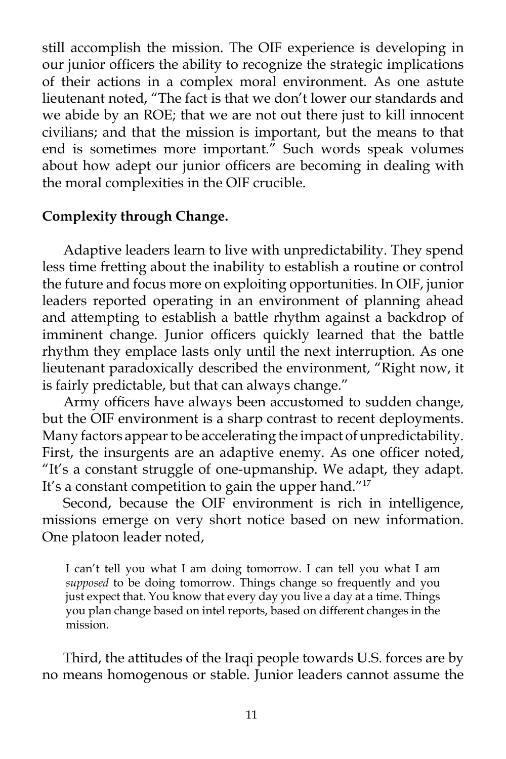still accomplish the mission. The OIF experience is developing in our junior officers the ability to recognize the strategic implications of their actions in a complex moral environment. As one astute lieutenant noted, "The fact is that we don't lower our standards and we abide by an ROE; that we are not out there just to kill innocent civilians; and that the mission is important, but the means to that end is sometimes more important." Such words speak volumes about how adept our junior officers are becoming in dealing with the moral complexities in the OIF crucible.

**Complexity through Change.**

Adaptive leaders learn to live with unpredictability. They spend less time fretting about the inability to establish a routine or control the future and focus more on exploiting opportunities. In OIF, junior leaders reported operating in an environment of planning ahead and attempting to establish a battle rhythm against a backdrop of imminent change. Junior officers quickly learned that the battle rhythm they emplace lasts only until the next interruption. As one lieutenant paradoxically described the environment, "Right now, it is fairly predictable, but that can always change."

Army officers have always been accustomed to sudden change, but the OIF environment is a sharp contrast to recent deployments. Many factors appear to be accelerating the impact of unpredictability. First, the insurgents are an adaptive enemy. As one officer noted, "It's a constant struggle of one-upmanship. We adapt, they adapt. It's a constant competition to gain the upper hand."[17]

Second, because the OIF environment is rich in intelligence, missions emerge on very short notice based on new information. One platoon leader noted,

> I can't tell you what I am doing tomorrow. I can tell you what I am *supposed* to be doing tomorrow. Things change so frequently and you just expect that. You know that every day you live a day at a time. Things you plan change based on intel reports, based on different changes in the mission.

Third, the attitudes of the Iraqi people towards U.S. forces are by no means homogenous or stable. Junior leaders cannot assume the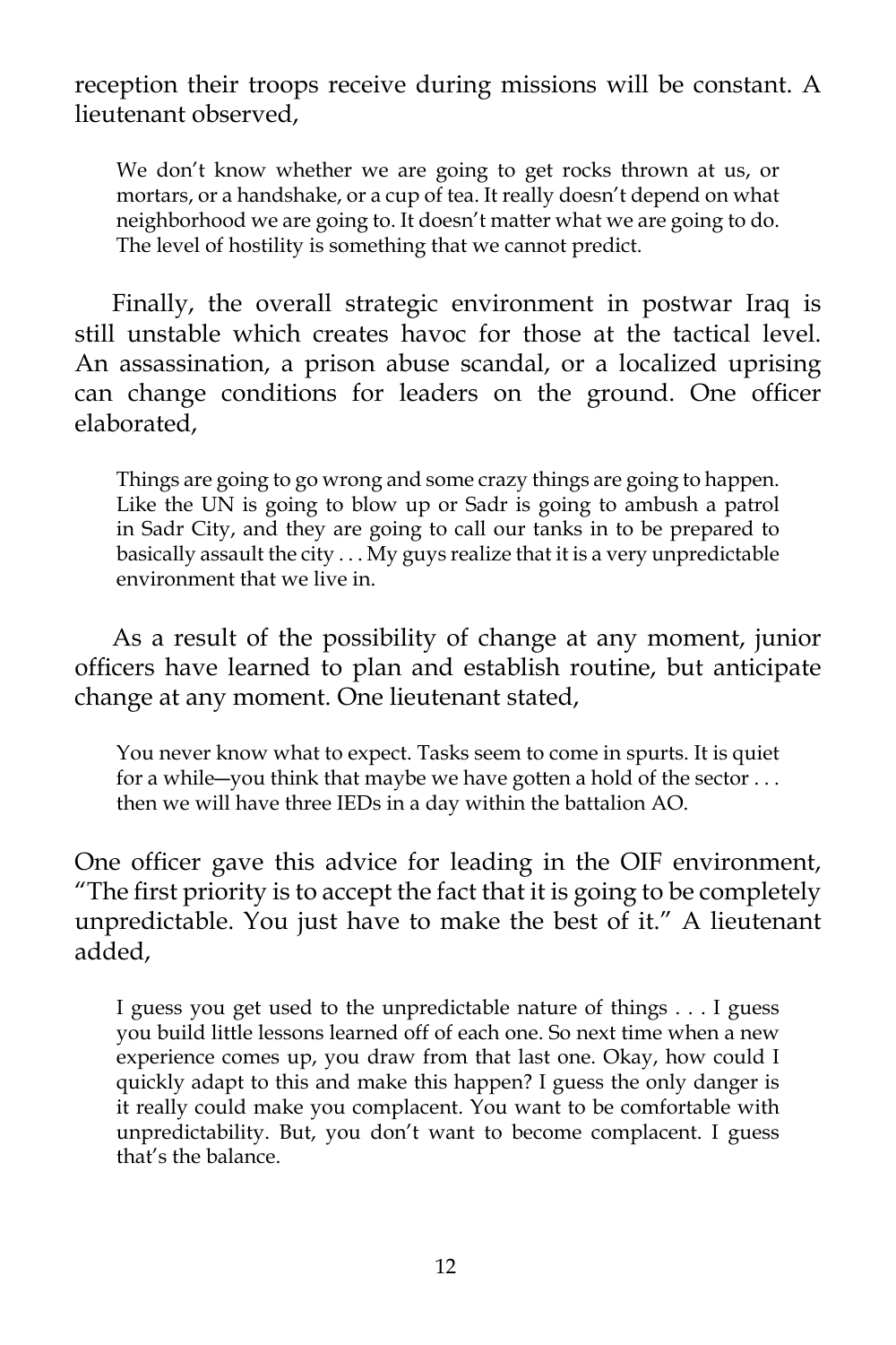reception their troops receive during missions will be constant. A lieutenant observed,

> We don't know whether we are going to get rocks thrown at us, or mortars, or a handshake, or a cup of tea. It really doesn't depend on what neighborhood we are going to. It doesn't matter what we are going to do. The level of hostility is something that we cannot predict.

Finally, the overall strategic environment in postwar Iraq is still unstable which creates havoc for those at the tactical level. An assassination, a prison abuse scandal, or a localized uprising can change conditions for leaders on the ground. One officer elaborated,

> Things are going to go wrong and some crazy things are going to happen. Like the UN is going to blow up or Sadr is going to ambush a patrol in Sadr City, and they are going to call our tanks in to be prepared to basically assault the city . . . My guys realize that it is a very unpredictable environment that we live in.

As a result of the possibility of change at any moment, junior officers have learned to plan and establish routine, but anticipate change at any moment. One lieutenant stated,

> You never know what to expect. Tasks seem to come in spurts. It is quiet for a while—you think that maybe we have gotten a hold of the sector . . . then we will have three IEDs in a day within the battalion AO.

One officer gave this advice for leading in the OIF environment, "The first priority is to accept the fact that it is going to be completely unpredictable. You just have to make the best of it." A lieutenant added,

> I guess you get used to the unpredictable nature of things . . . I guess you build little lessons learned off of each one. So next time when a new experience comes up, you draw from that last one. Okay, how could I quickly adapt to this and make this happen? I guess the only danger is it really could make you complacent. You want to be comfortable with unpredictability. But, you don't want to become complacent. I guess that's the balance.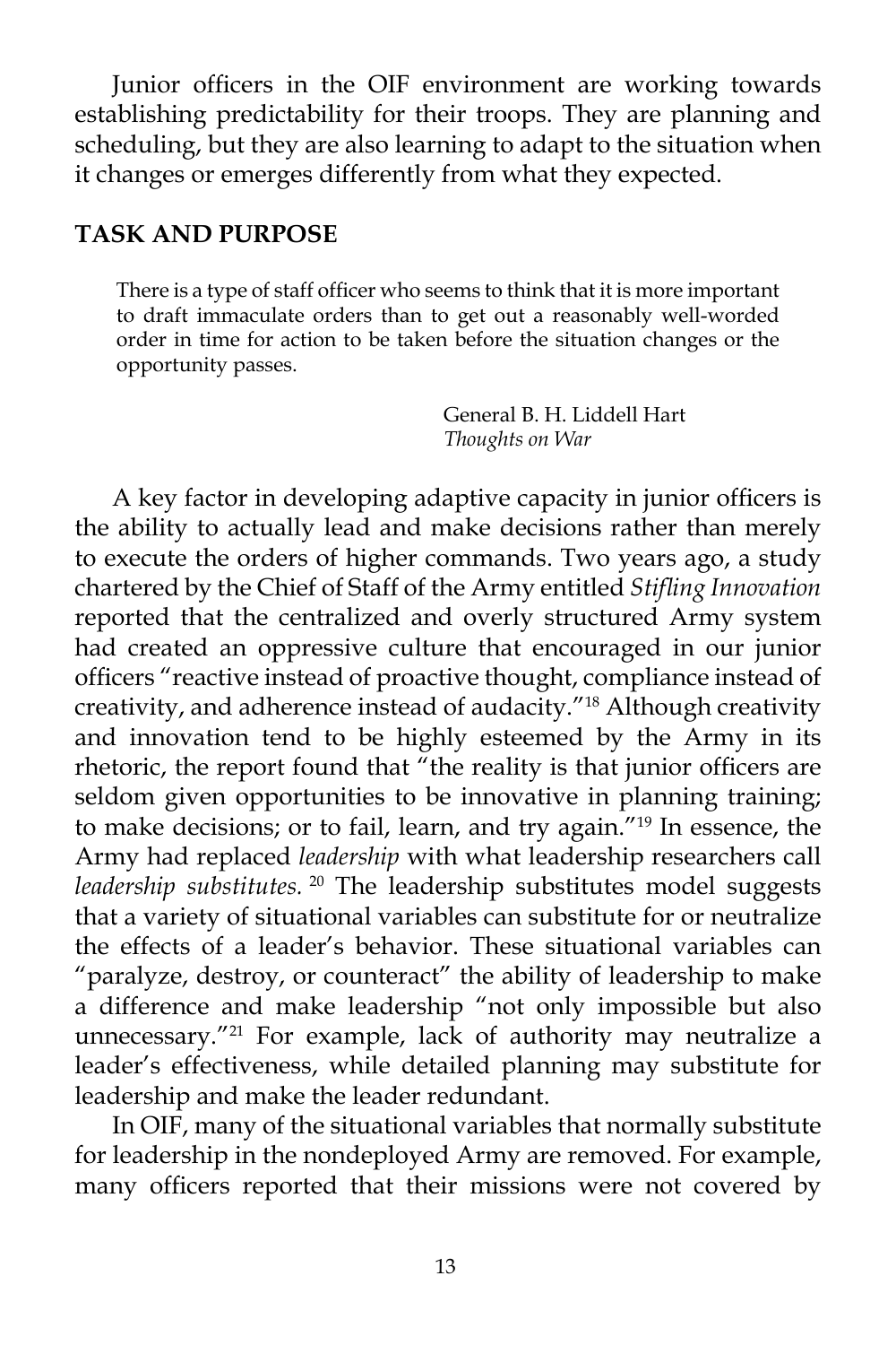Junior officers in the OIF environment are working towards establishing predictability for their troops. They are planning and scheduling, but they are also learning to adapt to the situation when it changes or emerges differently from what they expected.

## TASK AND PURPOSE

> There is a type of staff officer who seems to think that it is more important to draft immaculate orders than to get out a reasonably well-worded order in time for action to be taken before the situation changes or the opportunity passes.
>
> General B. H. Liddell Hart
> *Thoughts on War*

A key factor in developing adaptive capacity in junior officers is the ability to actually lead and make decisions rather than merely to execute the orders of higher commands. Two years ago, a study chartered by the Chief of Staff of the Army entitled *Stifling Innovation* reported that the centralized and overly structured Army system had created an oppressive culture that encouraged in our junior officers "reactive instead of proactive thought, compliance instead of creativity, and adherence instead of audacity."[18] Although creativity and innovation tend to be highly esteemed by the Army in its rhetoric, the report found that "the reality is that junior officers are seldom given opportunities to be innovative in planning training; to make decisions; or to fail, learn, and try again."[19] In essence, the Army had replaced *leadership* with what leadership researchers call *leadership substitutes.*[20] The leadership substitutes model suggests that a variety of situational variables can substitute for or neutralize the effects of a leader's behavior. These situational variables can "paralyze, destroy, or counteract" the ability of leadership to make a difference and make leadership "not only impossible but also unnecessary."[21] For example, lack of authority may neutralize a leader's effectiveness, while detailed planning may substitute for leadership and make the leader redundant.

In OIF, many of the situational variables that normally substitute for leadership in the nondeployed Army are removed. For example, many officers reported that their missions were not covered by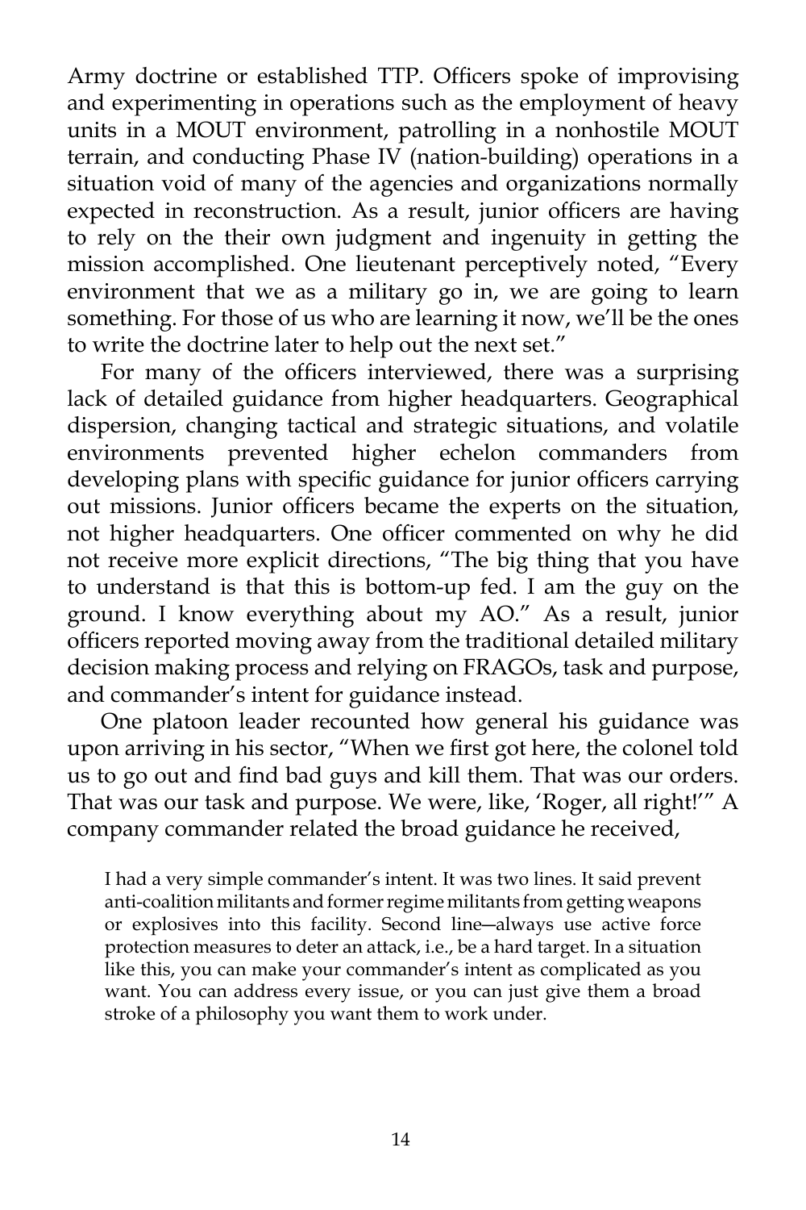Army doctrine or established TTP. Officers spoke of improvising and experimenting in operations such as the employment of heavy units in a MOUT environment, patrolling in a nonhostile MOUT terrain, and conducting Phase IV (nation-building) operations in a situation void of many of the agencies and organizations normally expected in reconstruction. As a result, junior officers are having to rely on the their own judgment and ingenuity in getting the mission accomplished. One lieutenant perceptively noted, "Every environment that we as a military go in, we are going to learn something. For those of us who are learning it now, we'll be the ones to write the doctrine later to help out the next set."

For many of the officers interviewed, there was a surprising lack of detailed guidance from higher headquarters. Geographical dispersion, changing tactical and strategic situations, and volatile environments prevented higher echelon commanders from developing plans with specific guidance for junior officers carrying out missions. Junior officers became the experts on the situation, not higher headquarters. One officer commented on why he did not receive more explicit directions, "The big thing that you have to understand is that this is bottom-up fed. I am the guy on the ground. I know everything about my AO." As a result, junior officers reported moving away from the traditional detailed military decision making process and relying on FRAGOs, task and purpose, and commander's intent for guidance instead.

One platoon leader recounted how general his guidance was upon arriving in his sector, "When we first got here, the colonel told us to go out and find bad guys and kill them. That was our orders. That was our task and purpose. We were, like, 'Roger, all right!'" A company commander related the broad guidance he received,

> I had a very simple commander's intent. It was two lines. It said prevent anti-coalition militants and former regime militants from getting weapons or explosives into this facility. Second line—always use active force protection measures to deter an attack, i.e., be a hard target. In a situation like this, you can make your commander's intent as complicated as you want. You can address every issue, or you can just give them a broad stroke of a philosophy you want them to work under.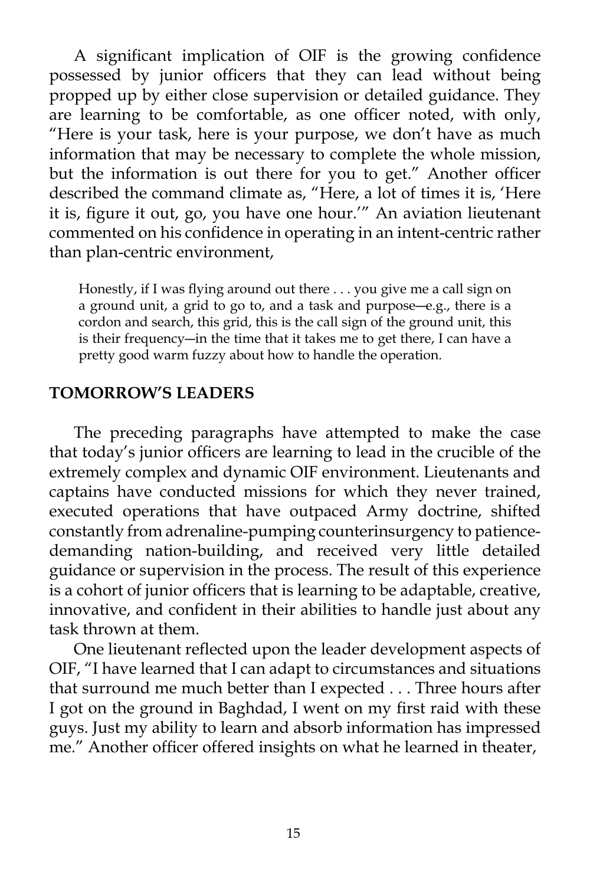A significant implication of OIF is the growing confidence possessed by junior officers that they can lead without being propped up by either close supervision or detailed guidance. They are learning to be comfortable, as one officer noted, with only, "Here is your task, here is your purpose, we don't have as much information that may be necessary to complete the whole mission, but the information is out there for you to get." Another officer described the command climate as, "Here, a lot of times it is, 'Here it is, figure it out, go, you have one hour.'" An aviation lieutenant commented on his confidence in operating in an intent-centric rather than plan-centric environment,

> Honestly, if I was flying around out there . . . you give me a call sign on a ground unit, a grid to go to, and a task and purpose—e.g., there is a cordon and search, this grid, this is the call sign of the ground unit, this is their frequency—in the time that it takes me to get there, I can have a pretty good warm fuzzy about how to handle the operation.

## TOMORROW'S LEADERS

The preceding paragraphs have attempted to make the case that today's junior officers are learning to lead in the crucible of the extremely complex and dynamic OIF environment. Lieutenants and captains have conducted missions for which they never trained, executed operations that have outpaced Army doctrine, shifted constantly from adrenaline-pumping counterinsurgency to patience-demanding nation-building, and received very little detailed guidance or supervision in the process. The result of this experience is a cohort of junior officers that is learning to be adaptable, creative, innovative, and confident in their abilities to handle just about any task thrown at them.

One lieutenant reflected upon the leader development aspects of OIF, "I have learned that I can adapt to circumstances and situations that surround me much better than I expected . . . Three hours after I got on the ground in Baghdad, I went on my first raid with these guys. Just my ability to learn and absorb information has impressed me." Another officer offered insights on what he learned in theater,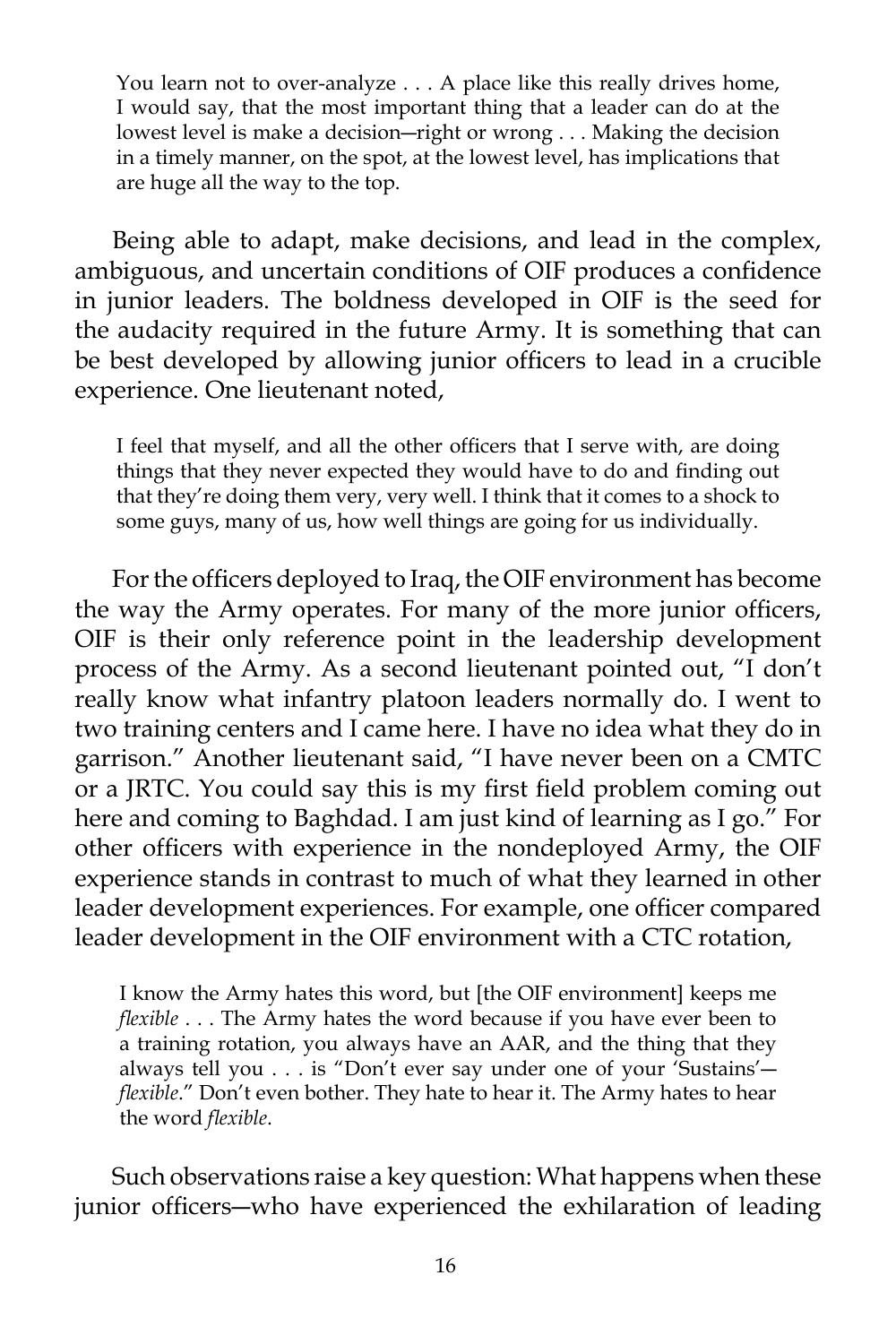> You learn not to over-analyze . . . A place like this really drives home, I would say, that the most important thing that a leader can do at the lowest level is make a decision—right or wrong . . . Making the decision in a timely manner, on the spot, at the lowest level, has implications that are huge all the way to the top.

Being able to adapt, make decisions, and lead in the complex, ambiguous, and uncertain conditions of OIF produces a confidence in junior leaders. The boldness developed in OIF is the seed for the audacity required in the future Army. It is something that can be best developed by allowing junior officers to lead in a crucible experience. One lieutenant noted,

> I feel that myself, and all the other officers that I serve with, are doing things that they never expected they would have to do and finding out that they're doing them very, very well. I think that it comes to a shock to some guys, many of us, how well things are going for us individually.

For the officers deployed to Iraq, the OIF environment has become the way the Army operates. For many of the more junior officers, OIF is their only reference point in the leadership development process of the Army. As a second lieutenant pointed out, "I don't really know what infantry platoon leaders normally do. I went to two training centers and I came here. I have no idea what they do in garrison." Another lieutenant said, "I have never been on a CMTC or a JRTC. You could say this is my first field problem coming out here and coming to Baghdad. I am just kind of learning as I go." For other officers with experience in the nondeployed Army, the OIF experience stands in contrast to much of what they learned in other leader development experiences. For example, one officer compared leader development in the OIF environment with a CTC rotation,

> I know the Army hates this word, but [the OIF environment] keeps me *flexible* . . . The Army hates the word because if you have ever been to a training rotation, you always have an AAR, and the thing that they always tell you . . . is "Don't ever say under one of your 'Sustains'—*flexible*." Don't even bother. They hate to hear it. The Army hates to hear the word *flexible*.

Such observations raise a key question: What happens when these junior officers—who have experienced the exhilaration of leading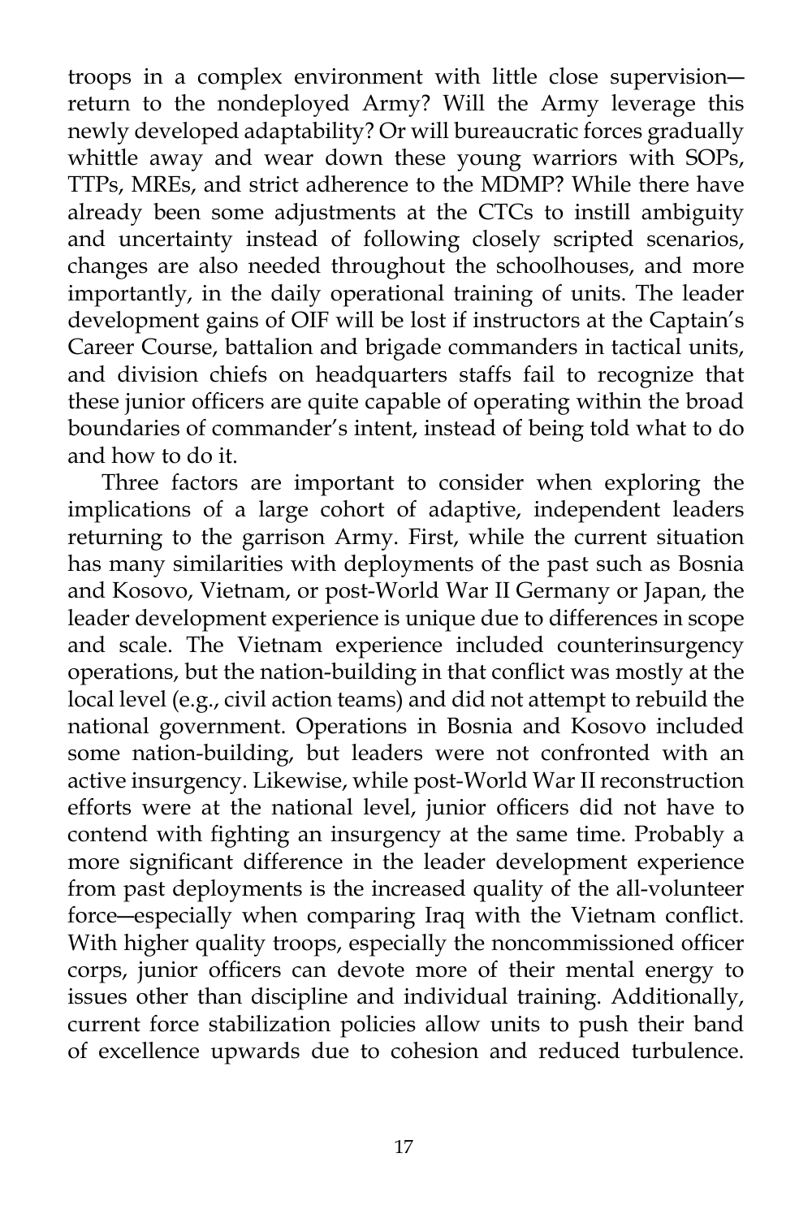troops in a complex environment with little close supervision—return to the nondeployed Army? Will the Army leverage this newly developed adaptability? Or will bureaucratic forces gradually whittle away and wear down these young warriors with SOPs, TTPs, MREs, and strict adherence to the MDMP? While there have already been some adjustments at the CTCs to instill ambiguity and uncertainty instead of following closely scripted scenarios, changes are also needed throughout the schoolhouses, and more importantly, in the daily operational training of units. The leader development gains of OIF will be lost if instructors at the Captain's Career Course, battalion and brigade commanders in tactical units, and division chiefs on headquarters staffs fail to recognize that these junior officers are quite capable of operating within the broad boundaries of commander's intent, instead of being told what to do and how to do it.

Three factors are important to consider when exploring the implications of a large cohort of adaptive, independent leaders returning to the garrison Army. First, while the current situation has many similarities with deployments of the past such as Bosnia and Kosovo, Vietnam, or post-World War II Germany or Japan, the leader development experience is unique due to differences in scope and scale. The Vietnam experience included counterinsurgency operations, but the nation-building in that conflict was mostly at the local level (e.g., civil action teams) and did not attempt to rebuild the national government. Operations in Bosnia and Kosovo included some nation-building, but leaders were not confronted with an active insurgency. Likewise, while post-World War II reconstruction efforts were at the national level, junior officers did not have to contend with fighting an insurgency at the same time. Probably a more significant difference in the leader development experience from past deployments is the increased quality of the all-volunteer force—especially when comparing Iraq with the Vietnam conflict. With higher quality troops, especially the noncommissioned officer corps, junior officers can devote more of their mental energy to issues other than discipline and individual training. Additionally, current force stabilization policies allow units to push their band of excellence upwards due to cohesion and reduced turbulence.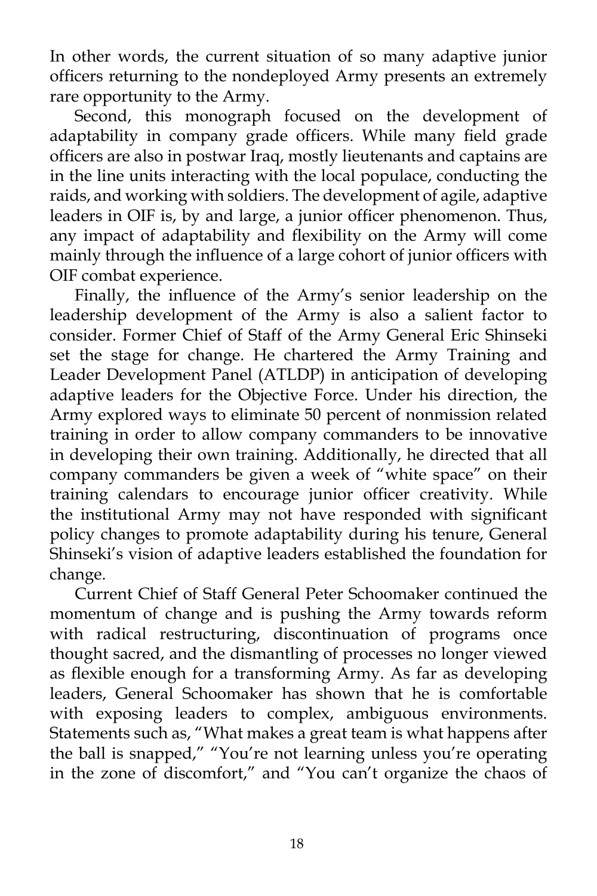In other words, the current situation of so many adaptive junior officers returning to the nondeployed Army presents an extremely rare opportunity to the Army.

Second, this monograph focused on the development of adaptability in company grade officers. While many field grade officers are also in postwar Iraq, mostly lieutenants and captains are in the line units interacting with the local populace, conducting the raids, and working with soldiers. The development of agile, adaptive leaders in OIF is, by and large, a junior officer phenomenon. Thus, any impact of adaptability and flexibility on the Army will come mainly through the influence of a large cohort of junior officers with OIF combat experience.

Finally, the influence of the Army's senior leadership on the leadership development of the Army is also a salient factor to consider. Former Chief of Staff of the Army General Eric Shinseki set the stage for change. He chartered the Army Training and Leader Development Panel (ATLDP) in anticipation of developing adaptive leaders for the Objective Force. Under his direction, the Army explored ways to eliminate 50 percent of nonmission related training in order to allow company commanders to be innovative in developing their own training. Additionally, he directed that all company commanders be given a week of "white space" on their training calendars to encourage junior officer creativity. While the institutional Army may not have responded with significant policy changes to promote adaptability during his tenure, General Shinseki's vision of adaptive leaders established the foundation for change.

Current Chief of Staff General Peter Schoomaker continued the momentum of change and is pushing the Army towards reform with radical restructuring, discontinuation of programs once thought sacred, and the dismantling of processes no longer viewed as flexible enough for a transforming Army. As far as developing leaders, General Schoomaker has shown that he is comfortable with exposing leaders to complex, ambiguous environments. Statements such as, "What makes a great team is what happens after the ball is snapped," "You're not learning unless you're operating in the zone of discomfort," and "You can't organize the chaos of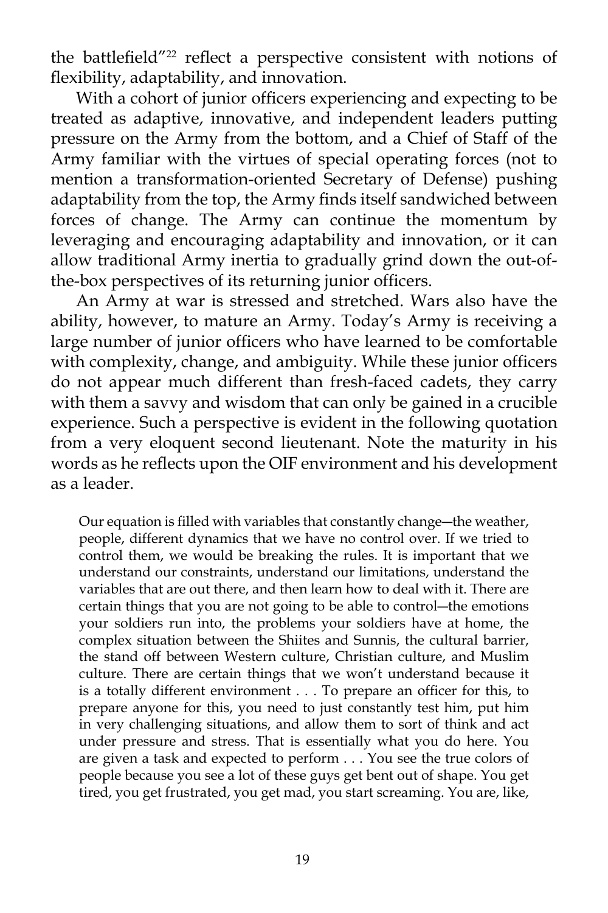the battlefield"[22] reflect a perspective consistent with notions of flexibility, adaptability, and innovation.

With a cohort of junior officers experiencing and expecting to be treated as adaptive, innovative, and independent leaders putting pressure on the Army from the bottom, and a Chief of Staff of the Army familiar with the virtues of special operating forces (not to mention a transformation-oriented Secretary of Defense) pushing adaptability from the top, the Army finds itself sandwiched between forces of change. The Army can continue the momentum by leveraging and encouraging adaptability and innovation, or it can allow traditional Army inertia to gradually grind down the out-of-the-box perspectives of its returning junior officers.

An Army at war is stressed and stretched. Wars also have the ability, however, to mature an Army. Today's Army is receiving a large number of junior officers who have learned to be comfortable with complexity, change, and ambiguity. While these junior officers do not appear much different than fresh-faced cadets, they carry with them a savvy and wisdom that can only be gained in a crucible experience. Such a perspective is evident in the following quotation from a very eloquent second lieutenant. Note the maturity in his words as he reflects upon the OIF environment and his development as a leader.

> Our equation is filled with variables that constantly change—the weather, people, different dynamics that we have no control over. If we tried to control them, we would be breaking the rules. It is important that we understand our constraints, understand our limitations, understand the variables that are out there, and then learn how to deal with it. There are certain things that you are not going to be able to control—the emotions your soldiers run into, the problems your soldiers have at home, the complex situation between the Shiites and Sunnis, the cultural barrier, the stand off between Western culture, Christian culture, and Muslim culture. There are certain things that we won't understand because it is a totally different environment . . . To prepare an officer for this, to prepare anyone for this, you need to just constantly test him, put him in very challenging situations, and allow them to sort of think and act under pressure and stress. That is essentially what you do here. You are given a task and expected to perform . . . You see the true colors of people because you see a lot of these guys get bent out of shape. You get tired, you get frustrated, you get mad, you start screaming. You are, like,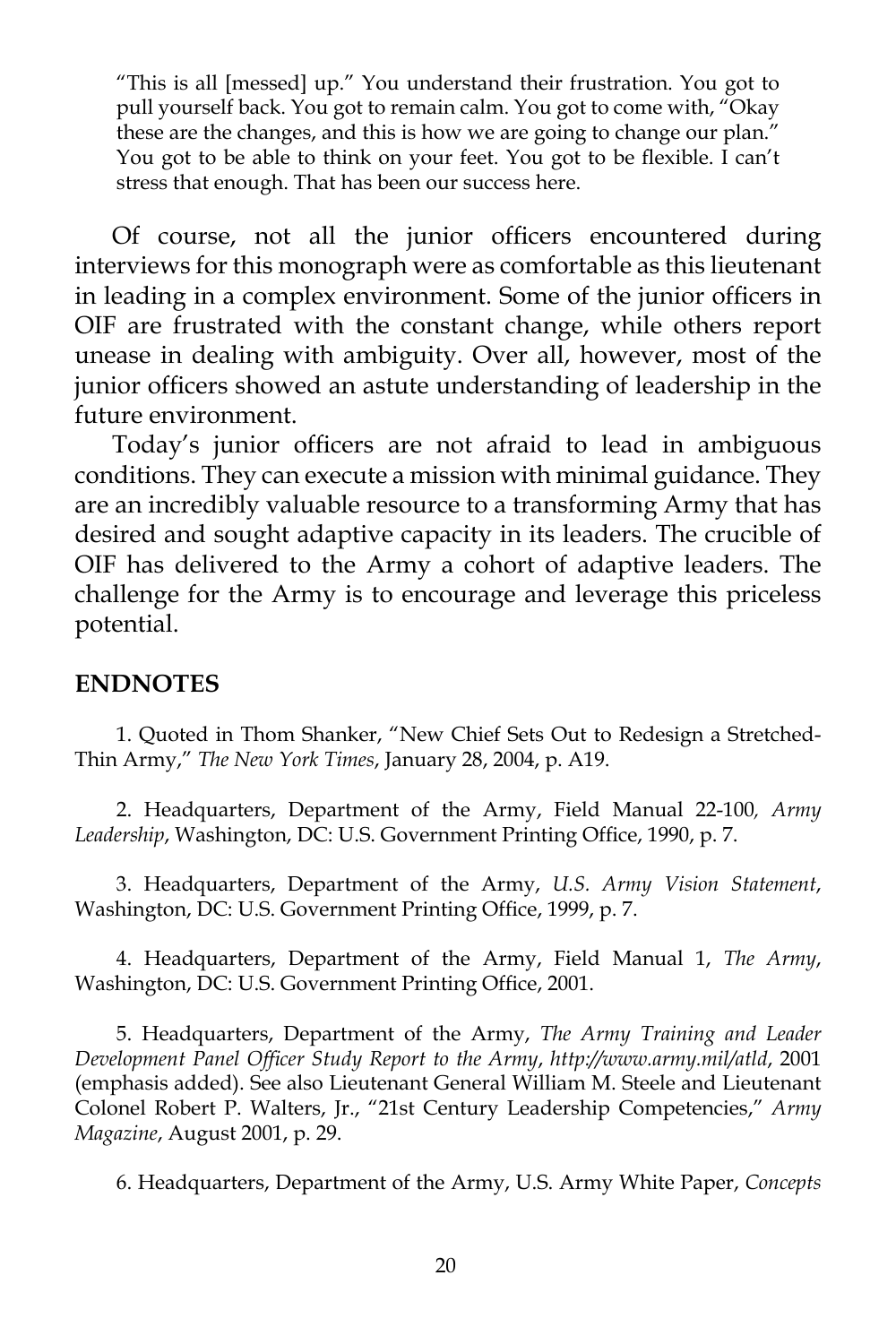> "This is all [messed] up." You understand their frustration. You got to pull yourself back. You got to remain calm. You got to come with, "Okay these are the changes, and this is how we are going to change our plan." You got to be able to think on your feet. You got to be flexible. I can't stress that enough. That has been our success here.

Of course, not all the junior officers encountered during interviews for this monograph were as comfortable as this lieutenant in leading in a complex environment. Some of the junior officers in OIF are frustrated with the constant change, while others report unease in dealing with ambiguity. Over all, however, most of the junior officers showed an astute understanding of leadership in the future environment.

Today's junior officers are not afraid to lead in ambiguous conditions. They can execute a mission with minimal guidance. They are an incredibly valuable resource to a transforming Army that has desired and sought adaptive capacity in its leaders. The crucible of OIF has delivered to the Army a cohort of adaptive leaders. The challenge for the Army is to encourage and leverage this priceless potential.

## ENDNOTES

1. Quoted in Thom Shanker, "New Chief Sets Out to Redesign a Stretched-Thin Army," *The New York Times*, January 28, 2004, p. A19.

2. Headquarters, Department of the Army, Field Manual 22-100, *Army Leadership*, Washington, DC: U.S. Government Printing Office, 1990, p. 7.

3. Headquarters, Department of the Army, *U.S. Army Vision Statement*, Washington, DC: U.S. Government Printing Office, 1999, p. 7.

4. Headquarters, Department of the Army, Field Manual 1, *The Army*, Washington, DC: U.S. Government Printing Office, 2001.

5. Headquarters, Department of the Army, *The Army Training and Leader Development Panel Officer Study Report to the Army*, *http://www.army.mil/atld*, 2001 (emphasis added). See also Lieutenant General William M. Steele and Lieutenant Colonel Robert P. Walters, Jr., "21st Century Leadership Competencies," *Army Magazine*, August 2001, p. 29.

6. Headquarters, Department of the Army, U.S. Army White Paper, *Concepts*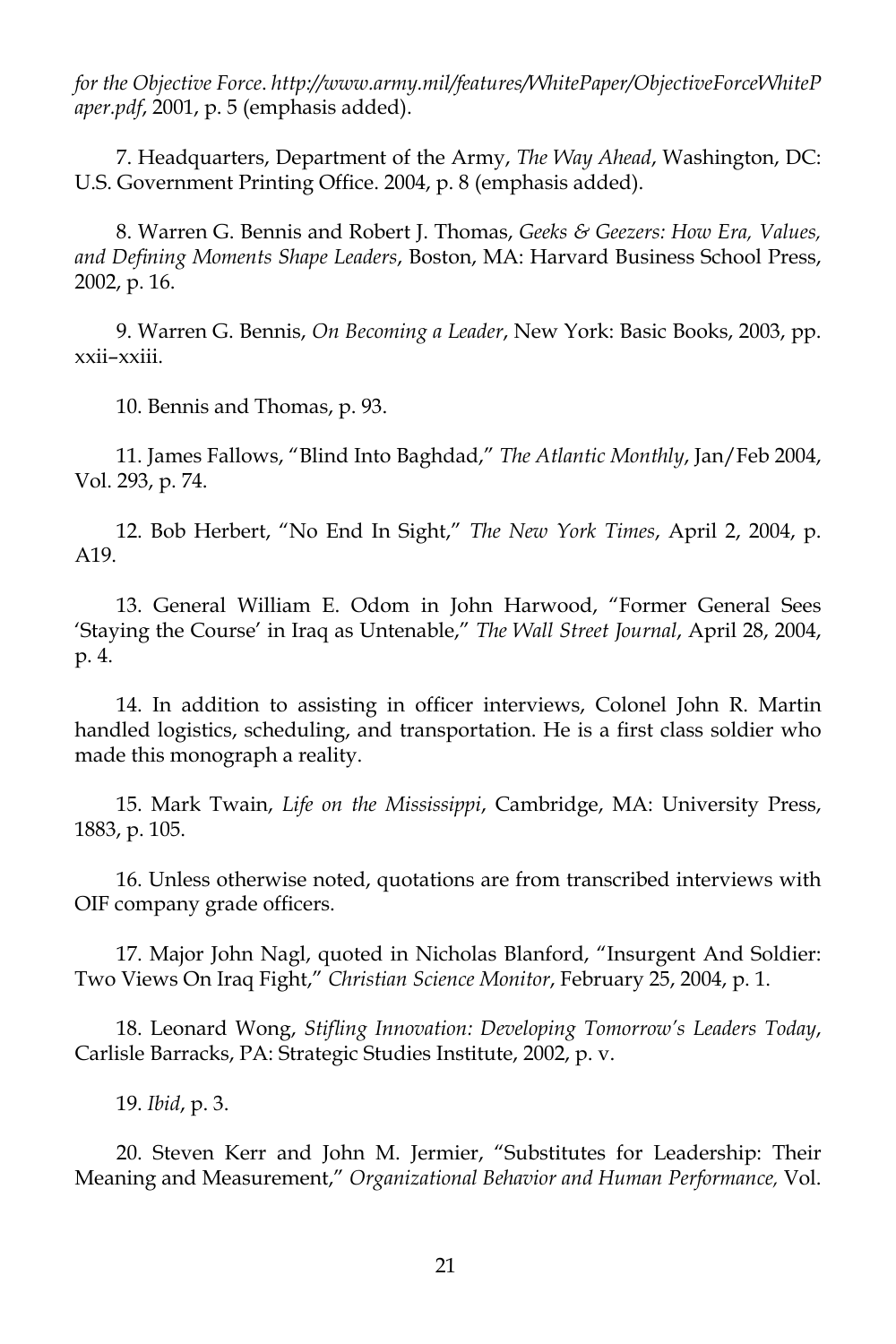*for the Objective Force*. *http://www.army.mil/features/WhitePaper/ObjectiveForceWhitePaper.pdf*, 2001, p. 5 (emphasis added).

7. Headquarters, Department of the Army, *The Way Ahead*, Washington, DC: U.S. Government Printing Office. 2004, p. 8 (emphasis added).

8. Warren G. Bennis and Robert J. Thomas, *Geeks & Geezers: How Era, Values, and Defining Moments Shape Leaders*, Boston, MA: Harvard Business School Press, 2002, p. 16.

9. Warren G. Bennis, *On Becoming a Leader*, New York: Basic Books, 2003, pp. xxii–xxiii.

10. Bennis and Thomas, p. 93.

11. James Fallows, "Blind Into Baghdad," *The Atlantic Monthly*, Jan/Feb 2004, Vol. 293, p. 74.

12. Bob Herbert, "No End In Sight," *The New York Times*, April 2, 2004, p. A19.

13. General William E. Odom in John Harwood, "Former General Sees 'Staying the Course' in Iraq as Untenable," *The Wall Street Journal*, April 28, 2004, p. 4.

14. In addition to assisting in officer interviews, Colonel John R. Martin handled logistics, scheduling, and transportation. He is a first class soldier who made this monograph a reality.

15. Mark Twain, *Life on the Mississippi*, Cambridge, MA: University Press, 1883, p. 105.

16. Unless otherwise noted, quotations are from transcribed interviews with OIF company grade officers.

17. Major John Nagl, quoted in Nicholas Blanford, "Insurgent And Soldier: Two Views On Iraq Fight," *Christian Science Monitor*, February 25, 2004, p. 1.

18. Leonard Wong, *Stifling Innovation: Developing Tomorrow's Leaders Today*, Carlisle Barracks, PA: Strategic Studies Institute, 2002, p. v.

19. *Ibid*, p. 3.

20. Steven Kerr and John M. Jermier, "Substitutes for Leadership: Their Meaning and Measurement," *Organizational Behavior and Human Performance,* Vol.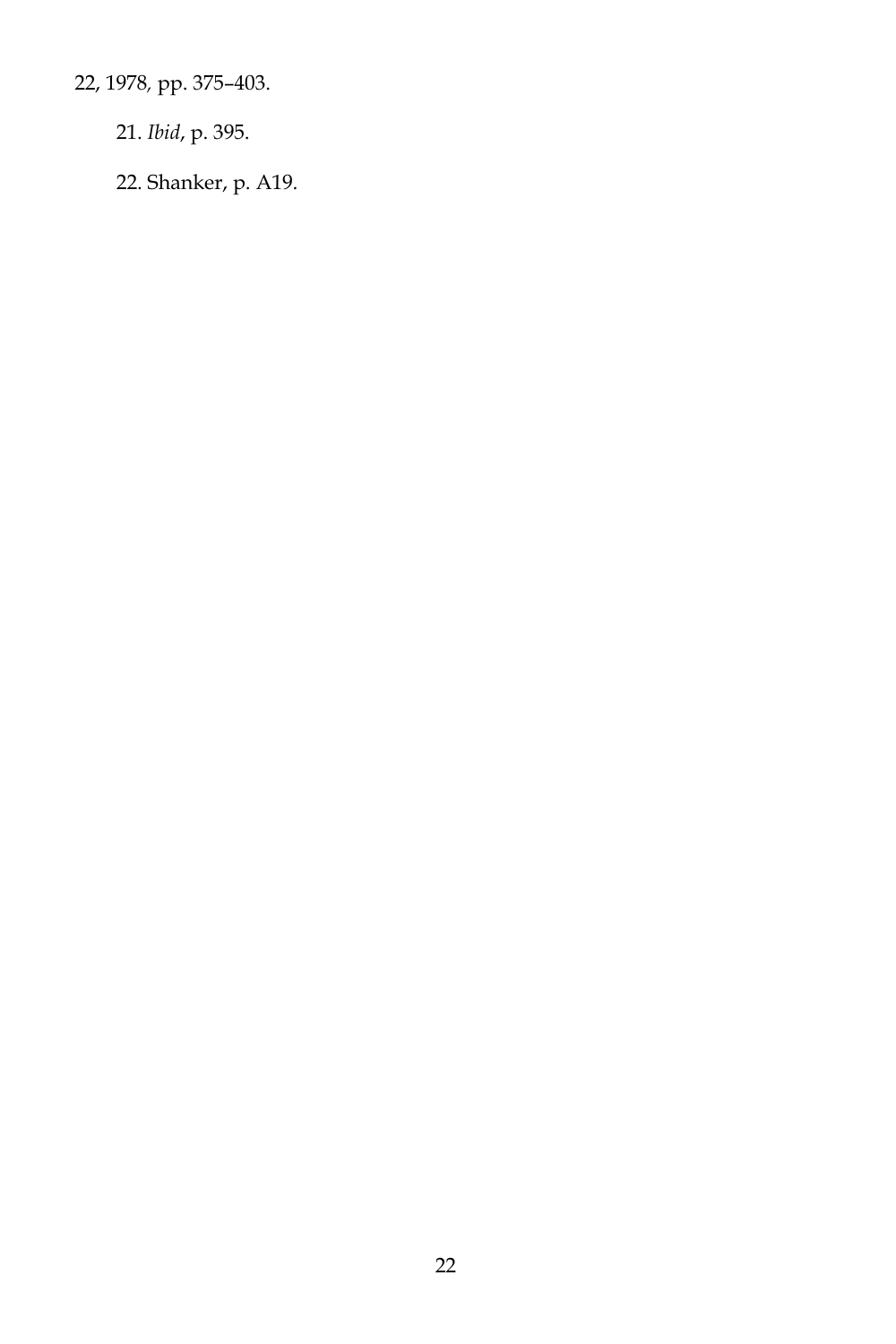22, 1978, pp. 375–403.

21. *Ibid*, p. 395.

22. Shanker, p. A19.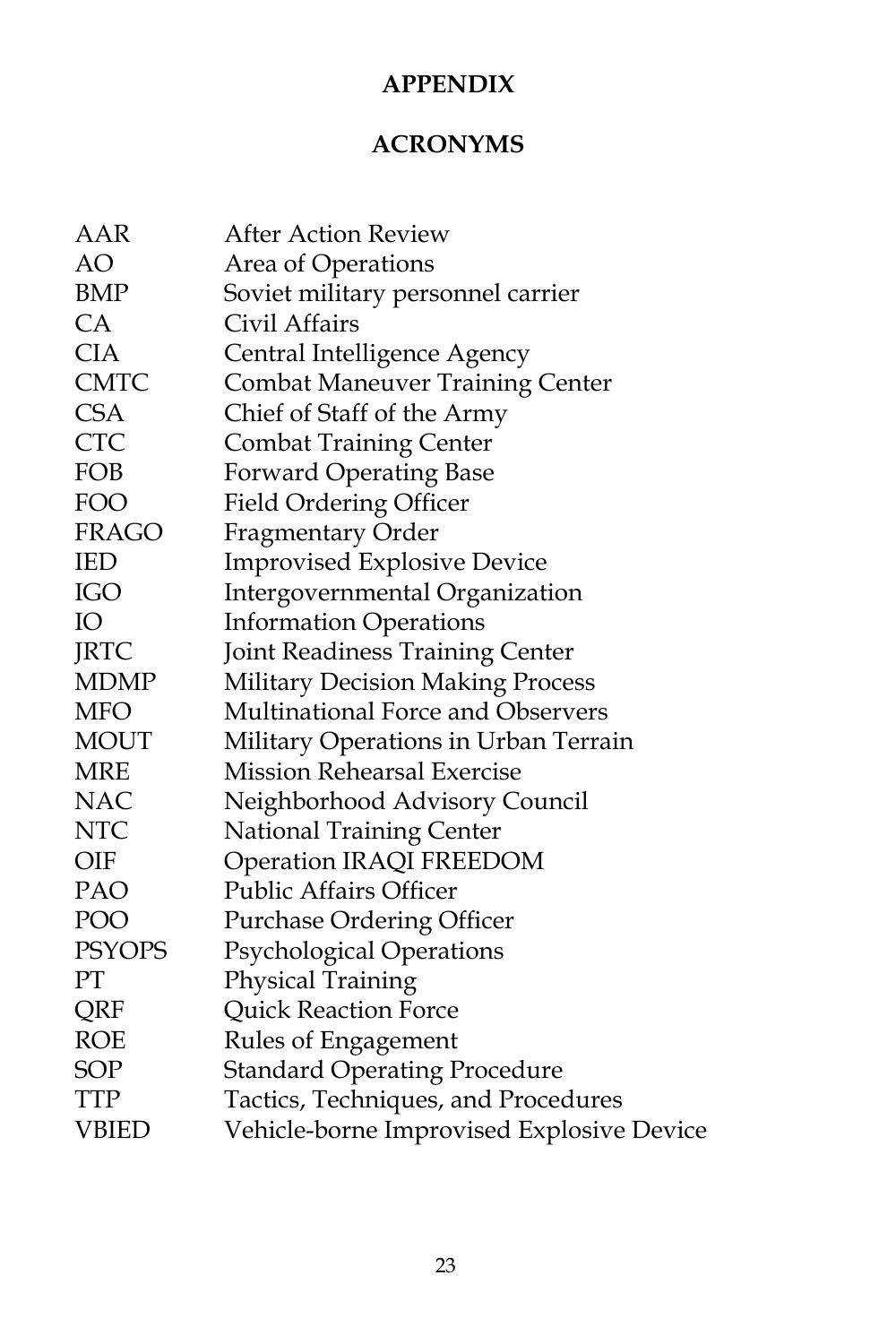# APPENDIX

## ACRONYMS

| | |
|---|---|
| AAR | After Action Review |
| AO | Area of Operations |
| BMP | Soviet military personnel carrier |
| CA | Civil Affairs |
| CIA | Central Intelligence Agency |
| CMTC | Combat Maneuver Training Center |
| CSA | Chief of Staff of the Army |
| CTC | Combat Training Center |
| FOB | Forward Operating Base |
| FOO | Field Ordering Officer |
| FRAGO | Fragmentary Order |
| IED | Improvised Explosive Device |
| IGO | Intergovernmental Organization |
| IO | Information Operations |
| JRTC | Joint Readiness Training Center |
| MDMP | Military Decision Making Process |
| MFO | Multinational Force and Observers |
| MOUT | Military Operations in Urban Terrain |
| MRE | Mission Rehearsal Exercise |
| NAC | Neighborhood Advisory Council |
| NTC | National Training Center |
| OIF | Operation IRAQI FREEDOM |
| PAO | Public Affairs Officer |
| POO | Purchase Ordering Officer |
| PSYOPS | Psychological Operations |
| PT | Physical Training |
| QRF | Quick Reaction Force |
| ROE | Rules of Engagement |
| SOP | Standard Operating Procedure |
| TTP | Tactics, Techniques, and Procedures |
| VBIED | Vehicle-borne Improvised Explosive Device |